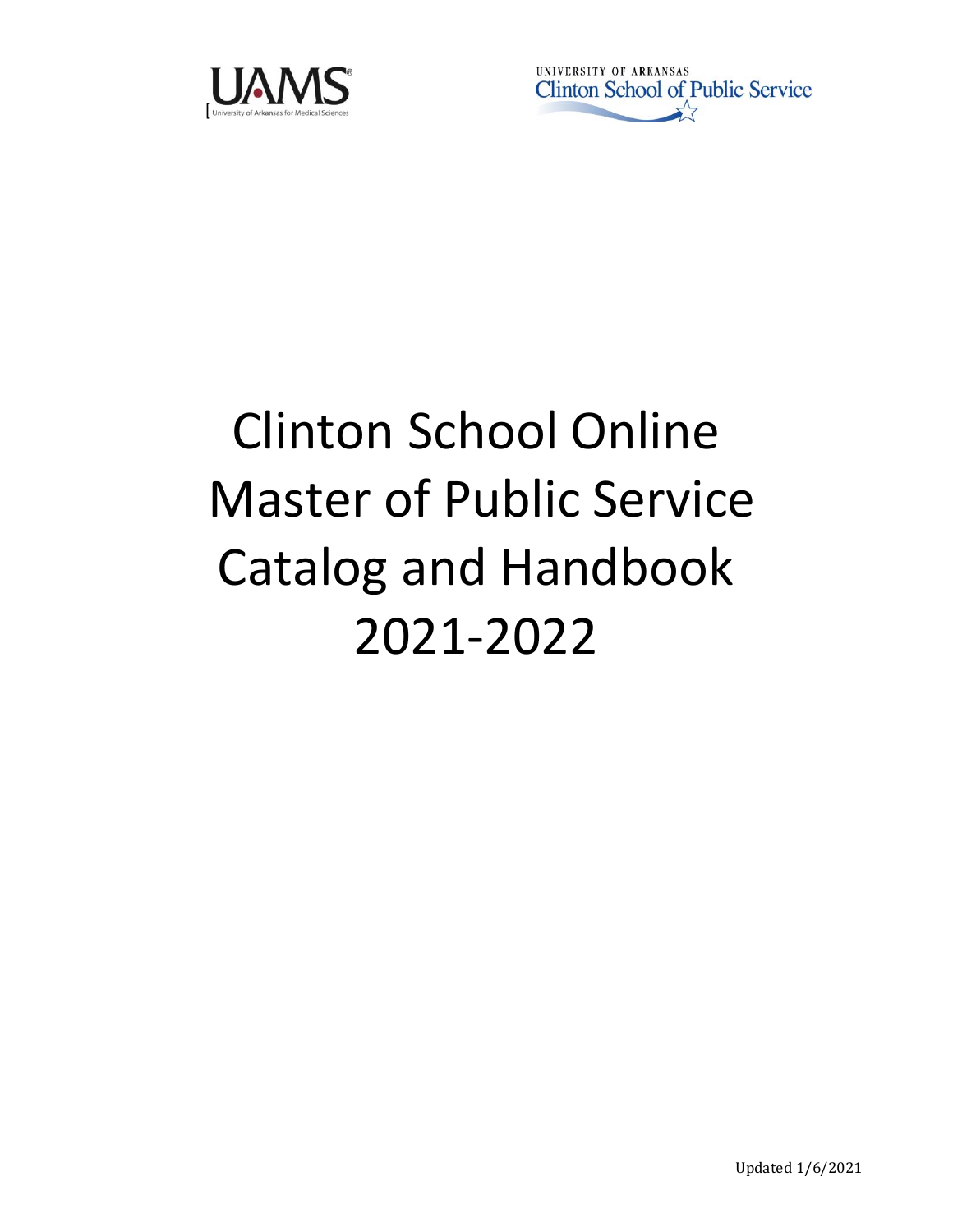UAMS
University of Arkansas for Medical Sciences

UNIVERSITY OF ARKANSAS
Clinton School of Public Service

# Clinton School Online Master of Public Service Catalog and Handbook 2021-2022

Updated 1/6/2021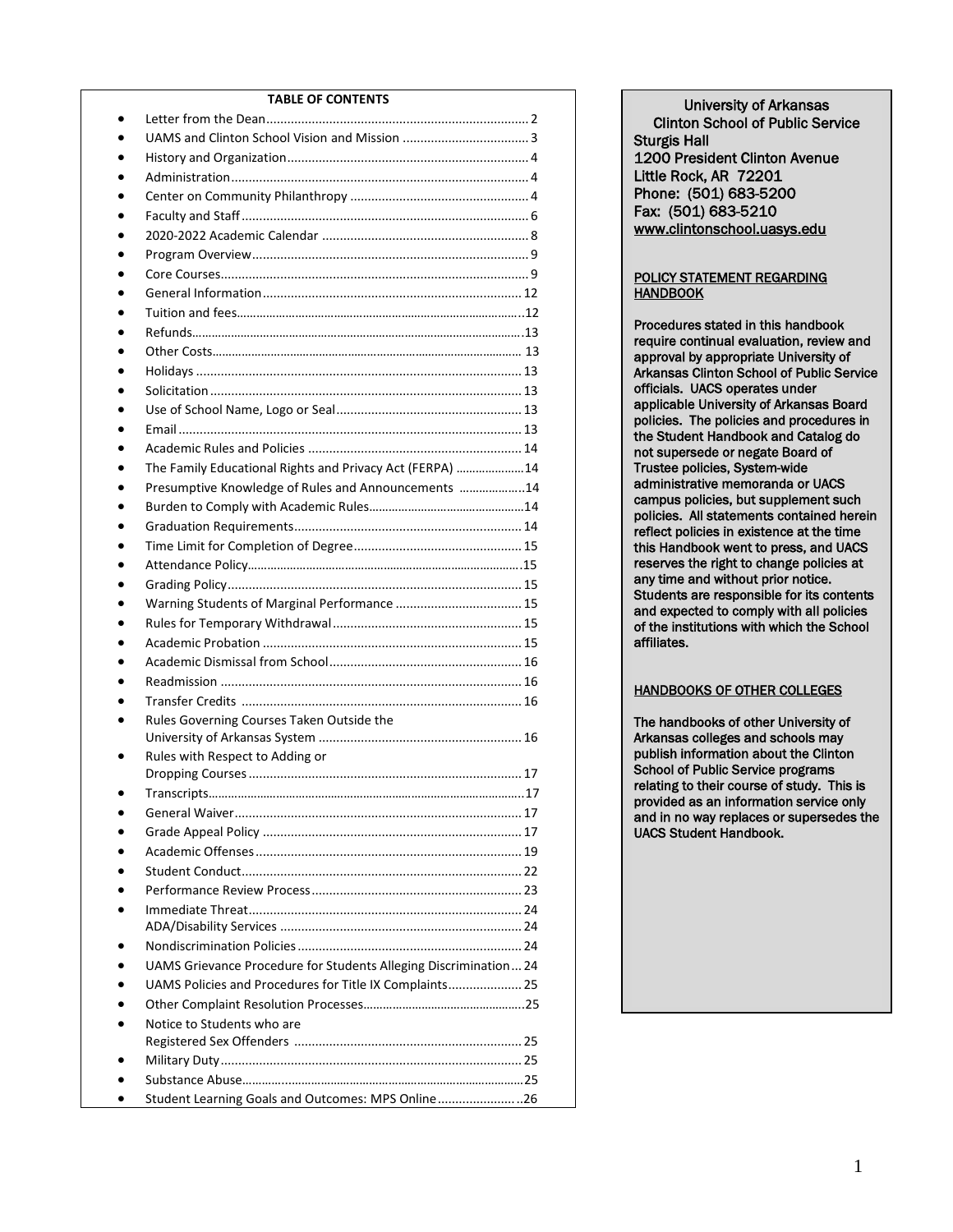## TABLE OF CONTENTS

- Letter from the Dean .......... 2
- UAMS and Clinton School Vision and Mission .......... 3
- History and Organization .......... 4
- Administration .......... 4
- Center on Community Philanthropy .......... 4
- Faculty and Staff .......... 6
- 2020-2022 Academic Calendar .......... 8
- Program Overview .......... 9
- Core Courses .......... 9
- General Information .......... 12
- Tuition and fees .......... 12
- Refunds .......... 13
- Other Costs .......... 13
- Holidays .......... 13
- Solicitation .......... 13
- Use of School Name, Logo or Seal .......... 13
- Email .......... 13
- Academic Rules and Policies .......... 14
- The Family Educational Rights and Privacy Act (FERPA) .......... 14
- Presumptive Knowledge of Rules and Announcements .......... 14
- Burden to Comply with Academic Rules .......... 14
- Graduation Requirements .......... 14
- Time Limit for Completion of Degree .......... 15
- Attendance Policy .......... 15
- Grading Policy .......... 15
- Warning Students of Marginal Performance .......... 15
- Rules for Temporary Withdrawal .......... 15
- Academic Probation .......... 15
- Academic Dismissal from School .......... 16
- Readmission .......... 16
- Transfer Credits .......... 16
- Rules Governing Courses Taken Outside the University of Arkansas System .......... 16
- Rules with Respect to Adding or Dropping Courses .......... 17
- Transcripts .......... 17
- General Waiver .......... 17
- Grade Appeal Policy .......... 17
- Academic Offenses .......... 19
- Student Conduct .......... 22
- Performance Review Process .......... 23
- Immediate Threat .......... 24
  ADA/Disability Services .......... 24
- Nondiscrimination Policies .......... 24
- UAMS Grievance Procedure for Students Alleging Discrimination .......... 24
- UAMS Policies and Procedures for Title IX Complaints .......... 25
- Other Complaint Resolution Processes .......... 25
- Notice to Students who are Registered Sex Offenders .......... 25
- Military Duty .......... 25
- Substance Abuse .......... 25
- Student Learning Goals and Outcomes: MPS Online .......... 26

**University of Arkansas**
**Clinton School of Public Service**
**Sturgis Hall**
**1200 President Clinton Avenue**
**Little Rock, AR 72201**
**Phone: (501) 683-5200**
**Fax: (501) 683-5210**
**www.clintonschool.uasys.edu**

**POLICY STATEMENT REGARDING HANDBOOK**

**Procedures stated in this handbook require continual evaluation, review and approval by appropriate University of Arkansas Clinton School of Public Service officials. UACS operates under applicable University of Arkansas Board policies. The policies and procedures in the Student Handbook and Catalog do not supersede or negate Board of Trustee policies, System-wide administrative memoranda or UACS campus policies, but supplement such policies. All statements contained herein reflect policies in existence at the time this Handbook went to press, and UACS reserves the right to change policies at any time and without prior notice. Students are responsible for its contents and expected to comply with all policies of the institutions with which the School affiliates.**

**HANDBOOKS OF OTHER COLLEGES**

**The handbooks of other University of Arkansas colleges and schools may publish information about the Clinton School of Public Service programs relating to their course of study. This is provided as an information service only and in no way replaces or supersedes the UACS Student Handbook.**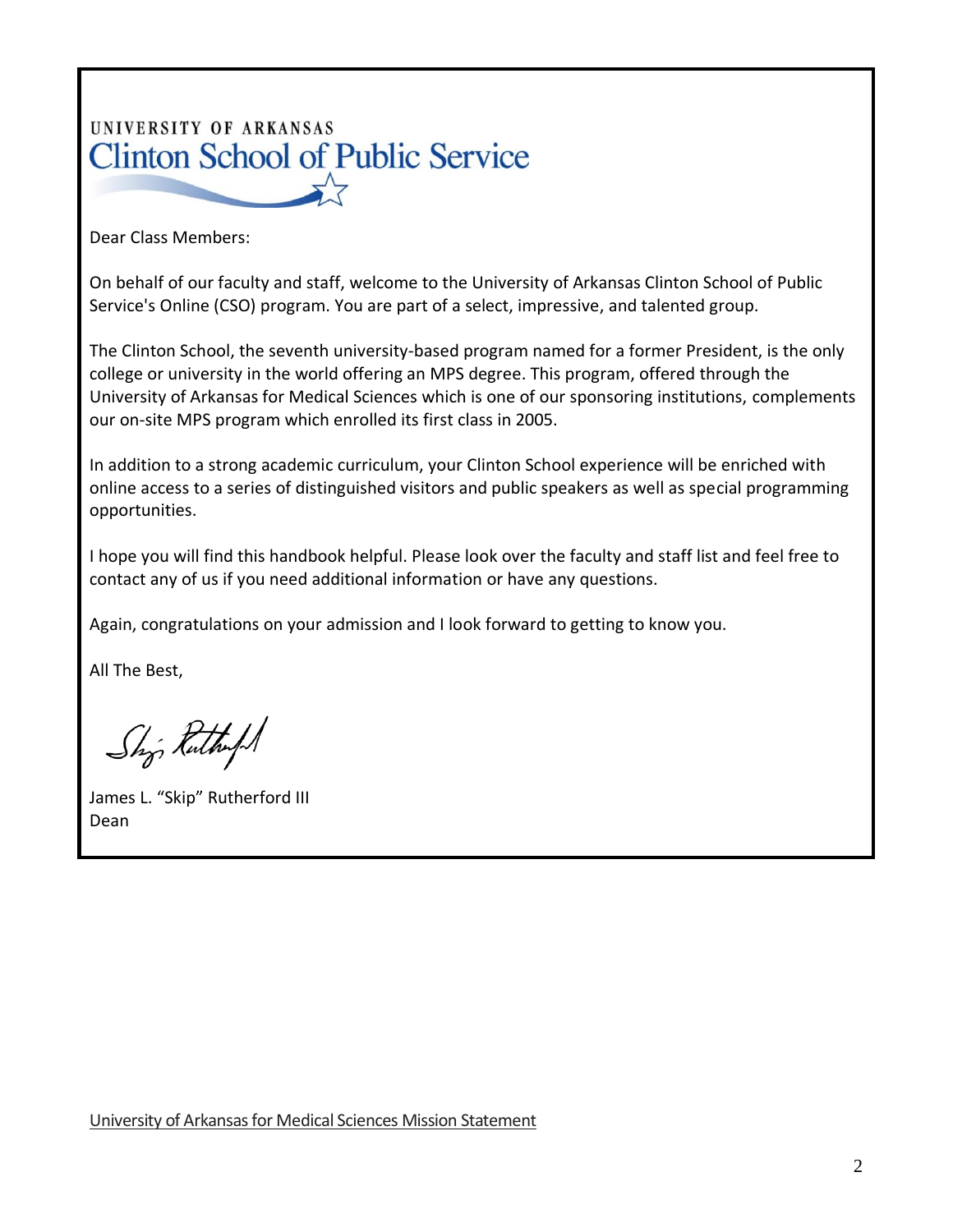UNIVERSITY OF ARKANSAS
Clinton School of Public Service

Dear Class Members:

On behalf of our faculty and staff, welcome to the University of Arkansas Clinton School of Public Service's Online (CSO) program. You are part of a select, impressive, and talented group.

The Clinton School, the seventh university-based program named for a former President, is the only college or university in the world offering an MPS degree. This program, offered through the University of Arkansas for Medical Sciences which is one of our sponsoring institutions, complements our on-site MPS program which enrolled its first class in 2005.

In addition to a strong academic curriculum, your Clinton School experience will be enriched with online access to a series of distinguished visitors and public speakers as well as special programming opportunities.

I hope you will find this handbook helpful. Please look over the faculty and staff list and feel free to contact any of us if you need additional information or have any questions.

Again, congratulations on your admission and I look forward to getting to know you.

All The Best,

James L. "Skip" Rutherford III
Dean

University of Arkansas for Medical Sciences Mission Statement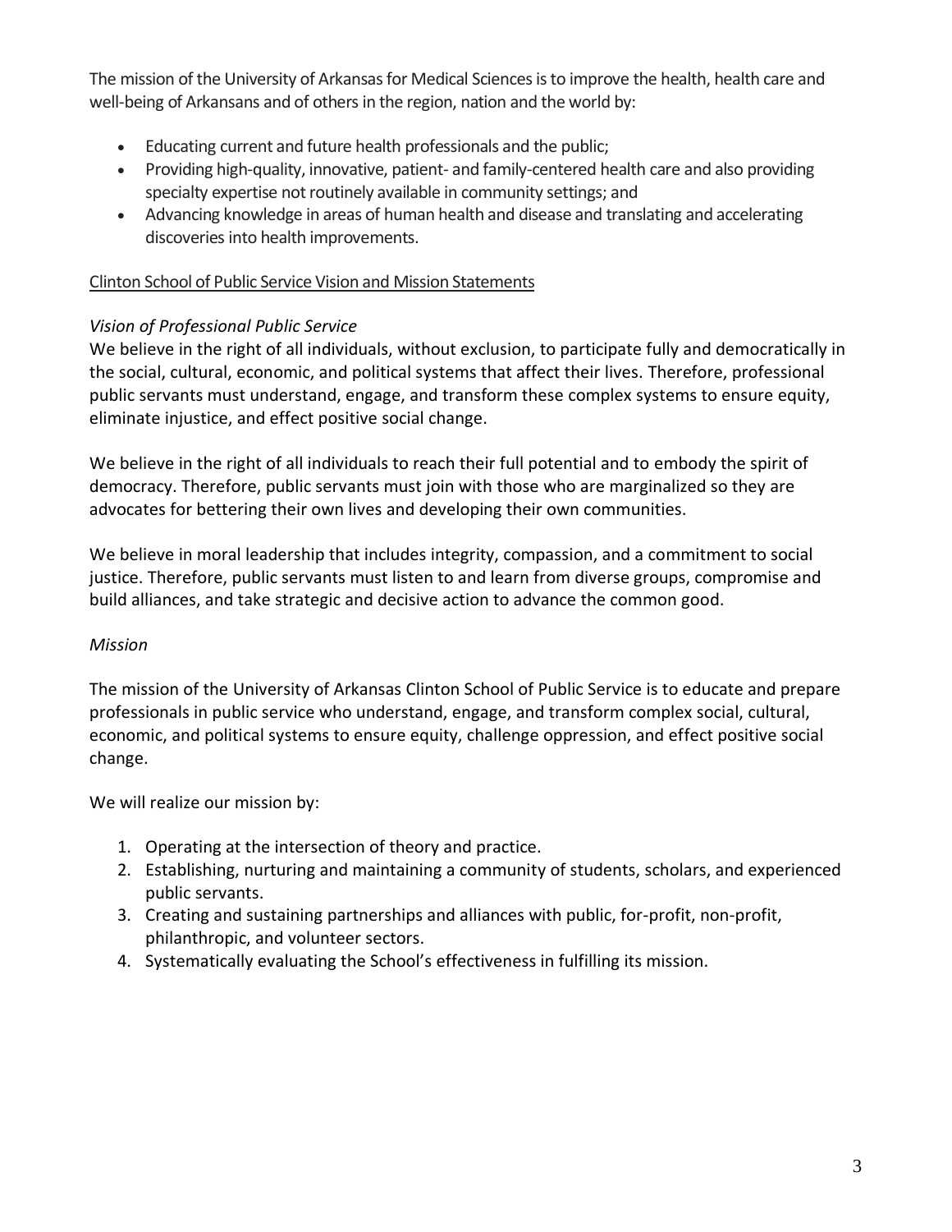The mission of the University of Arkansas for Medical Sciences is to improve the health, health care and well-being of Arkansans and of others in the region, nation and the world by:

- Educating current and future health professionals and the public;
- Providing high-quality, innovative, patient- and family-centered health care and also providing specialty expertise not routinely available in community settings; and
- Advancing knowledge in areas of human health and disease and translating and accelerating discoveries into health improvements.

Clinton School of Public Service Vision and Mission Statements

*Vision of Professional Public Service*

We believe in the right of all individuals, without exclusion, to participate fully and democratically in the social, cultural, economic, and political systems that affect their lives. Therefore, professional public servants must understand, engage, and transform these complex systems to ensure equity, eliminate injustice, and effect positive social change.

We believe in the right of all individuals to reach their full potential and to embody the spirit of democracy. Therefore, public servants must join with those who are marginalized so they are advocates for bettering their own lives and developing their own communities.

We believe in moral leadership that includes integrity, compassion, and a commitment to social justice. Therefore, public servants must listen to and learn from diverse groups, compromise and build alliances, and take strategic and decisive action to advance the common good.

*Mission*

The mission of the University of Arkansas Clinton School of Public Service is to educate and prepare professionals in public service who understand, engage, and transform complex social, cultural, economic, and political systems to ensure equity, challenge oppression, and effect positive social change.

We will realize our mission by:

1. Operating at the intersection of theory and practice.
2. Establishing, nurturing and maintaining a community of students, scholars, and experienced public servants.
3. Creating and sustaining partnerships and alliances with public, for-profit, non-profit, philanthropic, and volunteer sectors.
4. Systematically evaluating the School's effectiveness in fulfilling its mission.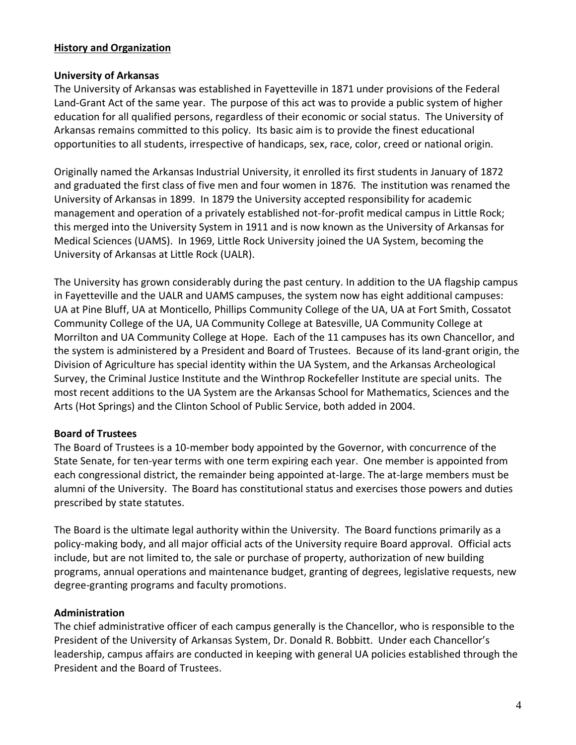## History and Organization

### University of Arkansas

The University of Arkansas was established in Fayetteville in 1871 under provisions of the Federal Land-Grant Act of the same year. The purpose of this act was to provide a public system of higher education for all qualified persons, regardless of their economic or social status. The University of Arkansas remains committed to this policy. Its basic aim is to provide the finest educational opportunities to all students, irrespective of handicaps, sex, race, color, creed or national origin.

Originally named the Arkansas Industrial University, it enrolled its first students in January of 1872 and graduated the first class of five men and four women in 1876. The institution was renamed the University of Arkansas in 1899. In 1879 the University accepted responsibility for academic management and operation of a privately established not-for-profit medical campus in Little Rock; this merged into the University System in 1911 and is now known as the University of Arkansas for Medical Sciences (UAMS). In 1969, Little Rock University joined the UA System, becoming the University of Arkansas at Little Rock (UALR).

The University has grown considerably during the past century. In addition to the UA flagship campus in Fayetteville and the UALR and UAMS campuses, the system now has eight additional campuses: UA at Pine Bluff, UA at Monticello, Phillips Community College of the UA, UA at Fort Smith, Cossatot Community College of the UA, UA Community College at Batesville, UA Community College at Morrilton and UA Community College at Hope. Each of the 11 campuses has its own Chancellor, and the system is administered by a President and Board of Trustees. Because of its land-grant origin, the Division of Agriculture has special identity within the UA System, and the Arkansas Archeological Survey, the Criminal Justice Institute and the Winthrop Rockefeller Institute are special units. The most recent additions to the UA System are the Arkansas School for Mathematics, Sciences and the Arts (Hot Springs) and the Clinton School of Public Service, both added in 2004.

### Board of Trustees

The Board of Trustees is a 10-member body appointed by the Governor, with concurrence of the State Senate, for ten-year terms with one term expiring each year. One member is appointed from each congressional district, the remainder being appointed at-large. The at-large members must be alumni of the University. The Board has constitutional status and exercises those powers and duties prescribed by state statutes.

The Board is the ultimate legal authority within the University. The Board functions primarily as a policy-making body, and all major official acts of the University require Board approval. Official acts include, but are not limited to, the sale or purchase of property, authorization of new building programs, annual operations and maintenance budget, granting of degrees, legislative requests, new degree-granting programs and faculty promotions.

### Administration

The chief administrative officer of each campus generally is the Chancellor, who is responsible to the President of the University of Arkansas System, Dr. Donald R. Bobbitt. Under each Chancellor's leadership, campus affairs are conducted in keeping with general UA policies established through the President and the Board of Trustees.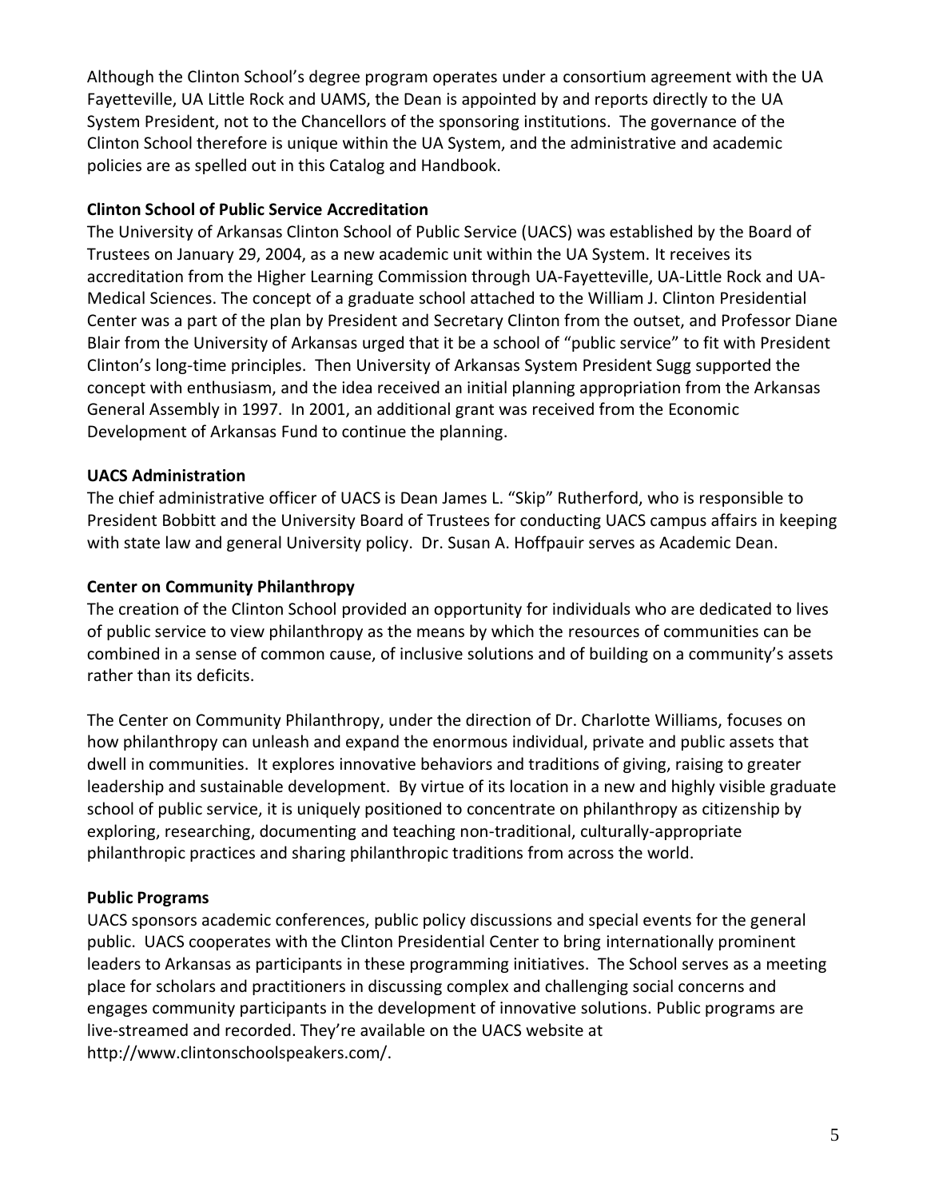Although the Clinton School's degree program operates under a consortium agreement with the UA Fayetteville, UA Little Rock and UAMS, the Dean is appointed by and reports directly to the UA System President, not to the Chancellors of the sponsoring institutions. The governance of the Clinton School therefore is unique within the UA System, and the administrative and academic policies are as spelled out in this Catalog and Handbook.

**Clinton School of Public Service Accreditation**

The University of Arkansas Clinton School of Public Service (UACS) was established by the Board of Trustees on January 29, 2004, as a new academic unit within the UA System. It receives its accreditation from the Higher Learning Commission through UA-Fayetteville, UA-Little Rock and UA-Medical Sciences. The concept of a graduate school attached to the William J. Clinton Presidential Center was a part of the plan by President and Secretary Clinton from the outset, and Professor Diane Blair from the University of Arkansas urged that it be a school of "public service" to fit with President Clinton's long-time principles. Then University of Arkansas System President Sugg supported the concept with enthusiasm, and the idea received an initial planning appropriation from the Arkansas General Assembly in 1997. In 2001, an additional grant was received from the Economic Development of Arkansas Fund to continue the planning.

**UACS Administration**

The chief administrative officer of UACS is Dean James L. "Skip" Rutherford, who is responsible to President Bobbitt and the University Board of Trustees for conducting UACS campus affairs in keeping with state law and general University policy. Dr. Susan A. Hoffpauir serves as Academic Dean.

**Center on Community Philanthropy**

The creation of the Clinton School provided an opportunity for individuals who are dedicated to lives of public service to view philanthropy as the means by which the resources of communities can be combined in a sense of common cause, of inclusive solutions and of building on a community's assets rather than its deficits.

The Center on Community Philanthropy, under the direction of Dr. Charlotte Williams, focuses on how philanthropy can unleash and expand the enormous individual, private and public assets that dwell in communities. It explores innovative behaviors and traditions of giving, raising to greater leadership and sustainable development. By virtue of its location in a new and highly visible graduate school of public service, it is uniquely positioned to concentrate on philanthropy as citizenship by exploring, researching, documenting and teaching non-traditional, culturally-appropriate philanthropic practices and sharing philanthropic traditions from across the world.

**Public Programs**

UACS sponsors academic conferences, public policy discussions and special events for the general public. UACS cooperates with the Clinton Presidential Center to bring internationally prominent leaders to Arkansas as participants in these programming initiatives. The School serves as a meeting place for scholars and practitioners in discussing complex and challenging social concerns and engages community participants in the development of innovative solutions. Public programs are live-streamed and recorded. They're available on the UACS website at http://www.clintonschoolspeakers.com/.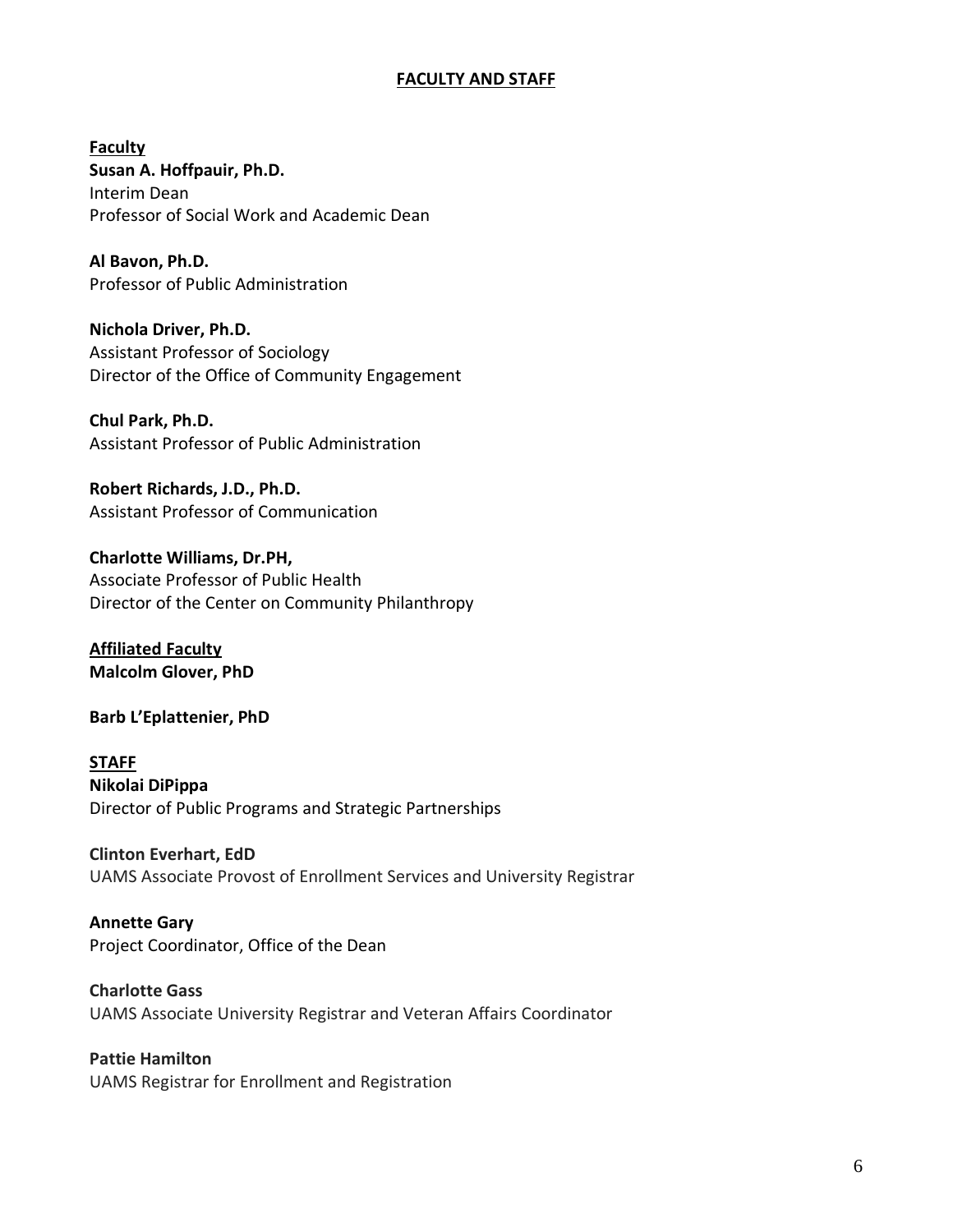## FACTULTY AND STAFF

### Faculty

**Susan A. Hoffpauir, Ph.D.**
Interim Dean
Professor of Social Work and Academic Dean

**Al Bavon, Ph.D.**
Professor of Public Administration

**Nichola Driver, Ph.D.**
Assistant Professor of Sociology
Director of the Office of Community Engagement

**Chul Park, Ph.D.**
Assistant Professor of Public Administration

**Robert Richards, J.D., Ph.D.**
Assistant Professor of Communication

**Charlotte Williams, Dr.PH,**
Associate Professor of Public Health
Director of the Center on Community Philanthropy

### Affiliated Faculty

**Malcolm Glover, PhD**

**Barb L'Eplattenier, PhD**

### STAFF

**Nikolai DiPippa**
Director of Public Programs and Strategic Partnerships

**Clinton Everhart, EdD**
UAMS Associate Provost of Enrollment Services and University Registrar

**Annette Gary**
Project Coordinator, Office of the Dean

**Charlotte Gass**
UAMS Associate University Registrar and Veteran Affairs Coordinator

**Pattie Hamilton**
UAMS Registrar for Enrollment and Registration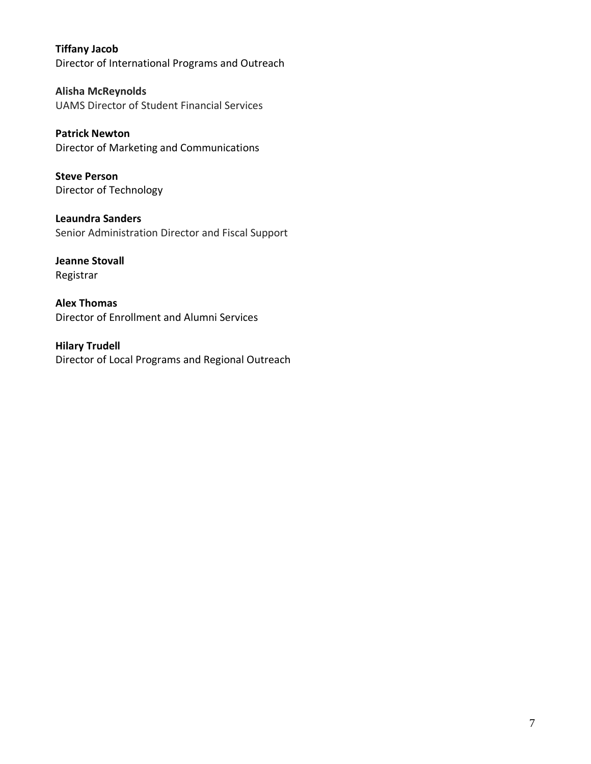**Tiffany Jacob**
Director of International Programs and Outreach

**Alisha McReynolds**
UAMS Director of Student Financial Services

**Patrick Newton**
Director of Marketing and Communications

**Steve Person**
Director of Technology

**Leaundra Sanders**
Senior Administration Director and Fiscal Support

**Jeanne Stovall**
Registrar

**Alex Thomas**
Director of Enrollment and Alumni Services

**Hilary Trudell**
Director of Local Programs and Regional Outreach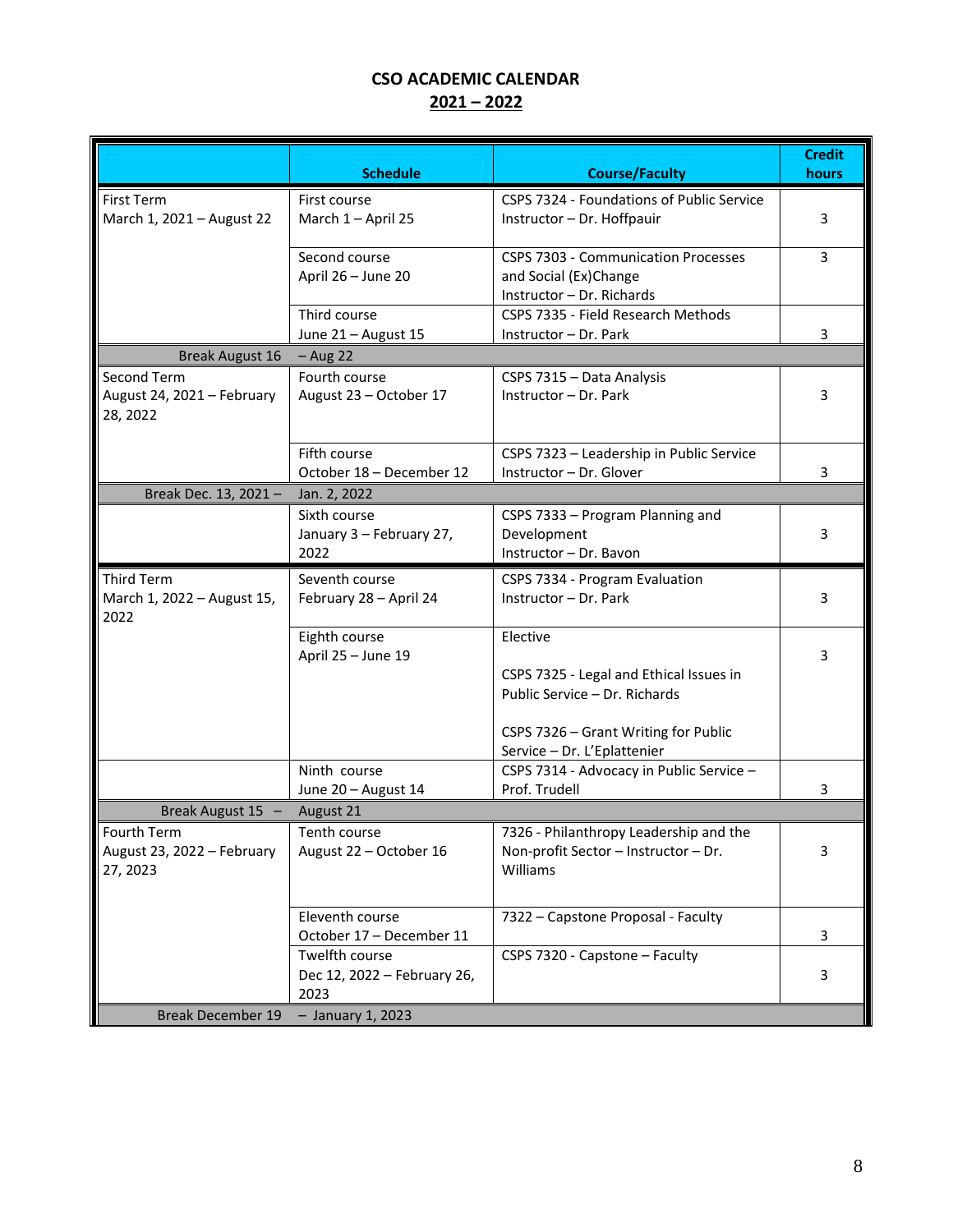**CSO ACADEMIC CALENDAR**

**2021 – 2022**

| | Schedule | Course/Faculty | Credit hours |
|---|---|---|---|
| First Term<br>March 1, 2021 – August 22 | First course<br>March 1 – April 25 | CSPS 7324 - Foundations of Public Service<br>Instructor – Dr. Hoffpauir | 3 |
| | Second course<br>April 26 – June 20 | CSPS 7303 - Communication Processes and Social (Ex)Change<br>Instructor – Dr. Richards | 3 |
| | Third course<br>June 21 – August 15 | CSPS 7335 - Field Research Methods<br>Instructor – Dr. Park | 3 |
| Break August 16 | – Aug 22 | | |
| Second Term<br>August 24, 2021 – February 28, 2022 | Fourth course<br>August 23 – October 17 | CSPS 7315 – Data Analysis<br>Instructor – Dr. Park | 3 |
| | Fifth course<br>October 18 – December 12 | CSPS 7323 – Leadership in Public Service<br>Instructor – Dr. Glover | 3 |
| Break Dec. 13, 2021 – | Jan. 2, 2022 | | |
| | Sixth course<br>January 3 – February 27, 2022 | CSPS 7333 – Program Planning and Development<br>Instructor – Dr. Bavon | 3 |
| Third Term<br>March 1, 2022 – August 15, 2022 | Seventh course<br>February 28 – April 24 | CSPS 7334 - Program Evaluation<br>Instructor – Dr. Park | 3 |
| | Eighth course<br>April 25 – June 19 | Elective<br><br>CSPS 7325 - Legal and Ethical Issues in Public Service – Dr. Richards<br><br>CSPS 7326 – Grant Writing for Public Service – Dr. L'Eplattenier | 3 |
| | Ninth course<br>June 20 – August 14 | CSPS 7314 - Advocacy in Public Service – Prof. Trudell | 3 |
| Break August 15 – | August 21 | | |
| Fourth Term<br>August 23, 2022 – February 27, 2023 | Tenth course<br>August 22 – October 16 | 7326 - Philanthropy Leadership and the Non-profit Sector – Instructor – Dr. Williams | 3 |
| | Eleventh course<br>October 17 – December 11 | 7322 – Capstone Proposal - Faculty | 3 |
| | Twelfth course<br>Dec 12, 2022 – February 26, 2023 | CSPS 7320 - Capstone – Faculty | 3 |
| Break December 19 | – January 1, 2023 | | |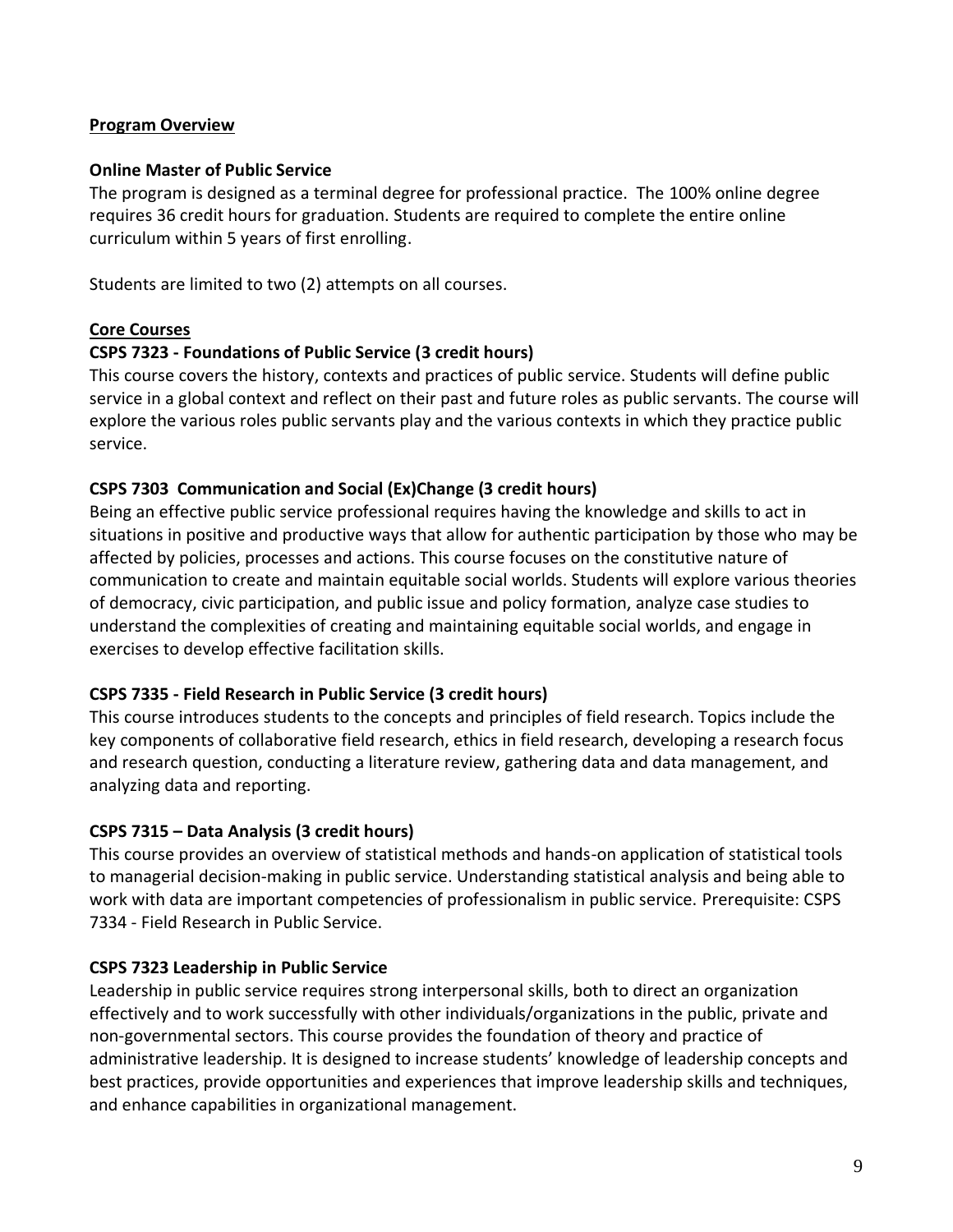**Program Overview**

**Online Master of Public Service**

The program is designed as a terminal degree for professional practice. The 100% online degree requires 36 credit hours for graduation. Students are required to complete the entire online curriculum within 5 years of first enrolling.

Students are limited to two (2) attempts on all courses.

**Core Courses**

**CSPS 7323 - Foundations of Public Service (3 credit hours)**

This course covers the history, contexts and practices of public service. Students will define public service in a global context and reflect on their past and future roles as public servants. The course will explore the various roles public servants play and the various contexts in which they practice public service.

**CSPS 7303 Communication and Social (Ex)Change (3 credit hours)**

Being an effective public service professional requires having the knowledge and skills to act in situations in positive and productive ways that allow for authentic participation by those who may be affected by policies, processes and actions. This course focuses on the constitutive nature of communication to create and maintain equitable social worlds. Students will explore various theories of democracy, civic participation, and public issue and policy formation, analyze case studies to understand the complexities of creating and maintaining equitable social worlds, and engage in exercises to develop effective facilitation skills.

**CSPS 7335 - Field Research in Public Service (3 credit hours)**

This course introduces students to the concepts and principles of field research. Topics include the key components of collaborative field research, ethics in field research, developing a research focus and research question, conducting a literature review, gathering data and data management, and analyzing data and reporting.

**CSPS 7315 – Data Analysis (3 credit hours)**

This course provides an overview of statistical methods and hands-on application of statistical tools to managerial decision-making in public service. Understanding statistical analysis and being able to work with data are important competencies of professionalism in public service. Prerequisite: CSPS 7334 - Field Research in Public Service.

**CSPS 7323 Leadership in Public Service**

Leadership in public service requires strong interpersonal skills, both to direct an organization effectively and to work successfully with other individuals/organizations in the public, private and non-governmental sectors. This course provides the foundation of theory and practice of administrative leadership. It is designed to increase students' knowledge of leadership concepts and best practices, provide opportunities and experiences that improve leadership skills and techniques, and enhance capabilities in organizational management.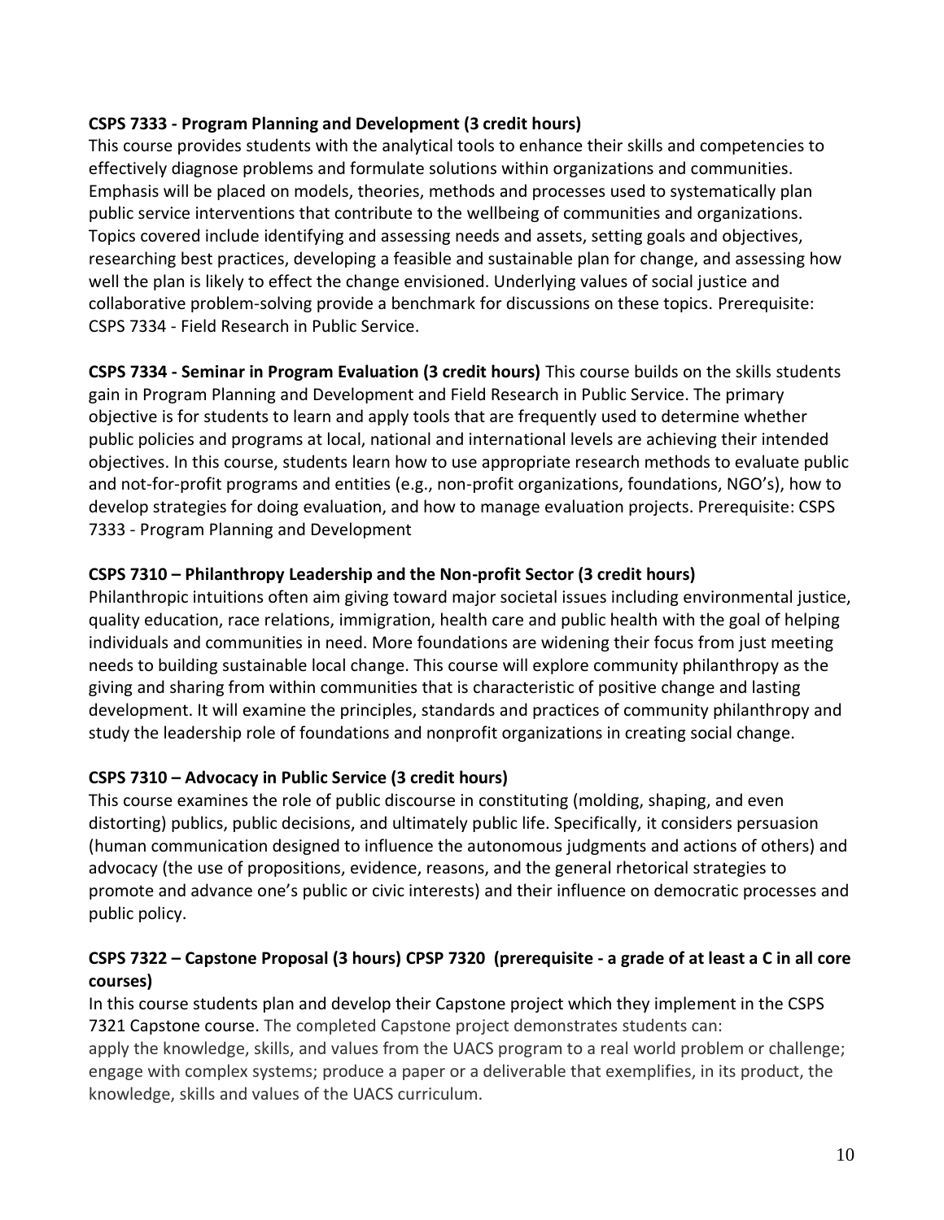**CSPS 7333 - Program Planning and Development (3 credit hours)**
This course provides students with the analytical tools to enhance their skills and competencies to effectively diagnose problems and formulate solutions within organizations and communities. Emphasis will be placed on models, theories, methods and processes used to systematically plan public service interventions that contribute to the wellbeing of communities and organizations. Topics covered include identifying and assessing needs and assets, setting goals and objectives, researching best practices, developing a feasible and sustainable plan for change, and assessing how well the plan is likely to effect the change envisioned. Underlying values of social justice and collaborative problem-solving provide a benchmark for discussions on these topics. Prerequisite: CSPS 7334 - Field Research in Public Service.

**CSPS 7334 - Seminar in Program Evaluation (3 credit hours)** This course builds on the skills students gain in Program Planning and Development and Field Research in Public Service. The primary objective is for students to learn and apply tools that are frequently used to determine whether public policies and programs at local, national and international levels are achieving their intended objectives. In this course, students learn how to use appropriate research methods to evaluate public and not-for-profit programs and entities (e.g., non-profit organizations, foundations, NGO's), how to develop strategies for doing evaluation, and how to manage evaluation projects. Prerequisite: CSPS 7333 - Program Planning and Development

**CSPS 7310 – Philanthropy Leadership and the Non-profit Sector (3 credit hours)**
Philanthropic intuitions often aim giving toward major societal issues including environmental justice, quality education, race relations, immigration, health care and public health with the goal of helping individuals and communities in need. More foundations are widening their focus from just meeting needs to building sustainable local change. This course will explore community philanthropy as the giving and sharing from within communities that is characteristic of positive change and lasting development. It will examine the principles, standards and practices of community philanthropy and study the leadership role of foundations and nonprofit organizations in creating social change.

**CSPS 7310 – Advocacy in Public Service (3 credit hours)**
This course examines the role of public discourse in constituting (molding, shaping, and even distorting) publics, public decisions, and ultimately public life. Specifically, it considers persuasion (human communication designed to influence the autonomous judgments and actions of others) and advocacy (the use of propositions, evidence, reasons, and the general rhetorical strategies to promote and advance one's public or civic interests) and their influence on democratic processes and public policy.

**CSPS 7322 – Capstone Proposal (3 hours) CPSP 7320 (prerequisite - a grade of at least a C in all core courses)**
In this course students plan and develop their Capstone project which they implement in the CSPS 7321 Capstone course. The completed Capstone project demonstrates students can:
apply the knowledge, skills, and values from the UACS program to a real world problem or challenge; engage with complex systems; produce a paper or a deliverable that exemplifies, in its product, the knowledge, skills and values of the UACS curriculum.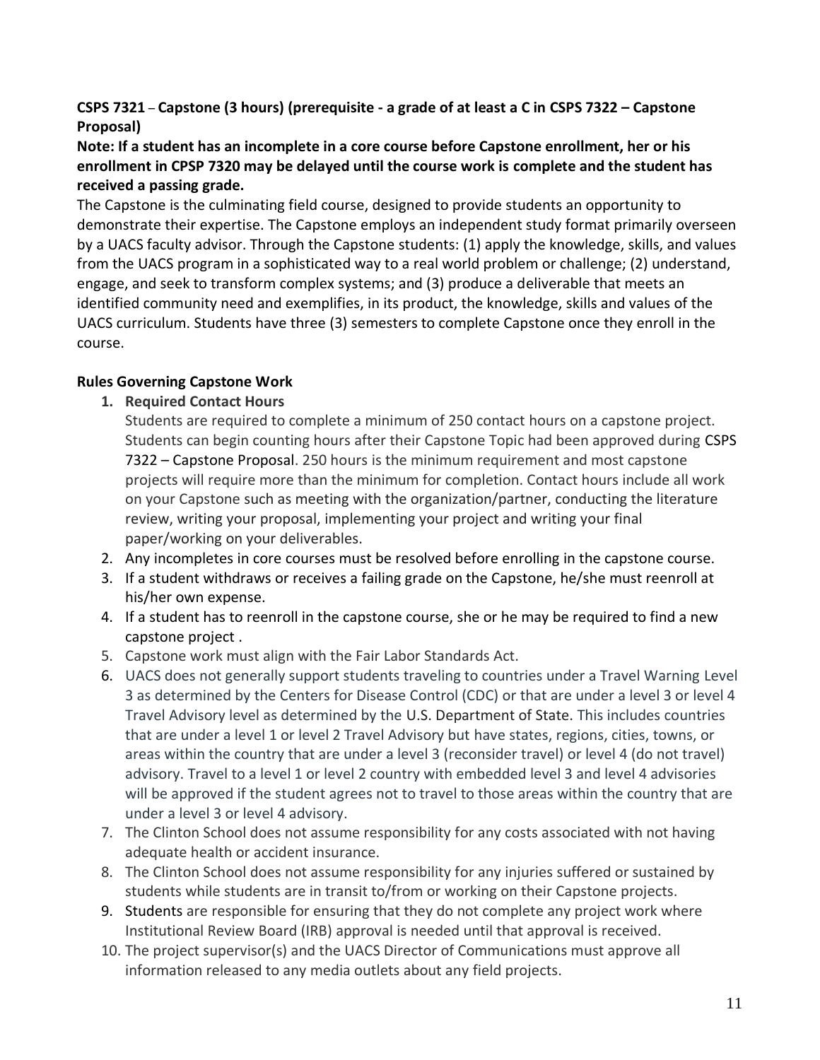**CSPS 7321 – Capstone (3 hours) (prerequisite - a grade of at least a C in CSPS 7322 – Capstone Proposal)**

**Note: If a student has an incomplete in a core course before Capstone enrollment, her or his enrollment in CPSP 7320 may be delayed until the course work is complete and the student has received a passing grade.**

The Capstone is the culminating field course, designed to provide students an opportunity to demonstrate their expertise. The Capstone employs an independent study format primarily overseen by a UACS faculty advisor. Through the Capstone students: (1) apply the knowledge, skills, and values from the UACS program in a sophisticated way to a real world problem or challenge; (2) understand, engage, and seek to transform complex systems; and (3) produce a deliverable that meets an identified community need and exemplifies, in its product, the knowledge, skills and values of the UACS curriculum. Students have three (3) semesters to complete Capstone once they enroll in the course.

**Rules Governing Capstone Work**

1. **Required Contact Hours**
   Students are required to complete a minimum of 250 contact hours on a capstone project. Students can begin counting hours after their Capstone Topic had been approved during CSPS 7322 – Capstone Proposal. 250 hours is the minimum requirement and most capstone projects will require more than the minimum for completion. Contact hours include all work on your Capstone such as meeting with the organization/partner, conducting the literature review, writing your proposal, implementing your project and writing your final paper/working on your deliverables.
2. Any incompletes in core courses must be resolved before enrolling in the capstone course.
3. If a student withdraws or receives a failing grade on the Capstone, he/she must reenroll at his/her own expense.
4. If a student has to reenroll in the capstone course, she or he may be required to find a new capstone project .
5. Capstone work must align with the Fair Labor Standards Act.
6. UACS does not generally support students traveling to countries under a Travel Warning Level 3 as determined by the Centers for Disease Control (CDC) or that are under a level 3 or level 4 Travel Advisory level as determined by the U.S. Department of State. This includes countries that are under a level 1 or level 2 Travel Advisory but have states, regions, cities, towns, or areas within the country that are under a level 3 (reconsider travel) or level 4 (do not travel) advisory. Travel to a level 1 or level 2 country with embedded level 3 and level 4 advisories will be approved if the student agrees not to travel to those areas within the country that are under a level 3 or level 4 advisory.
7. The Clinton School does not assume responsibility for any costs associated with not having adequate health or accident insurance.
8. The Clinton School does not assume responsibility for any injuries suffered or sustained by students while students are in transit to/from or working on their Capstone projects.
9. Students are responsible for ensuring that they do not complete any project work where Institutional Review Board (IRB) approval is needed until that approval is received.
10. The project supervisor(s) and the UACS Director of Communications must approve all information released to any media outlets about any field projects.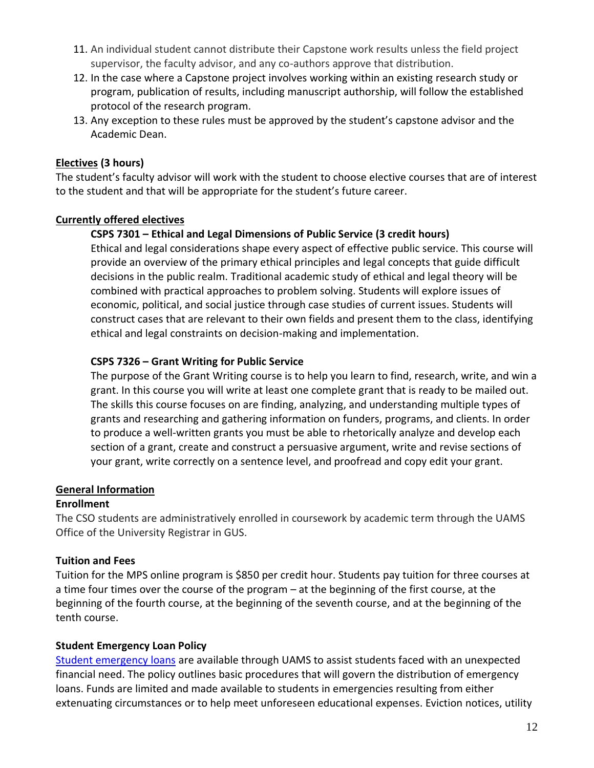11. An individual student cannot distribute their Capstone work results unless the field project supervisor, the faculty advisor, and any co-authors approve that distribution.
12. In the case where a Capstone project involves working within an existing research study or program, publication of results, including manuscript authorship, will follow the established protocol of the research program.
13. Any exception to these rules must be approved by the student's capstone advisor and the Academic Dean.

**Electives (3 hours)**

The student's faculty advisor will work with the student to choose elective courses that are of interest to the student and that will be appropriate for the student's future career.

**Currently offered electives**

**CSPS 7301 – Ethical and Legal Dimensions of Public Service (3 credit hours)**

Ethical and legal considerations shape every aspect of effective public service. This course will provide an overview of the primary ethical principles and legal concepts that guide difficult decisions in the public realm. Traditional academic study of ethical and legal theory will be combined with practical approaches to problem solving. Students will explore issues of economic, political, and social justice through case studies of current issues. Students will construct cases that are relevant to their own fields and present them to the class, identifying ethical and legal constraints on decision-making and implementation.

**CSPS 7326 – Grant Writing for Public Service**

The purpose of the Grant Writing course is to help you learn to find, research, write, and win a grant. In this course you will write at least one complete grant that is ready to be mailed out. The skills this course focuses on are finding, analyzing, and understanding multiple types of grants and researching and gathering information on funders, programs, and clients. In order to produce a well-written grants you must be able to rhetorically analyze and develop each section of a grant, create and construct a persuasive argument, write and revise sections of your grant, write correctly on a sentence level, and proofread and copy edit your grant.

**General Information**

**Enrollment**

The CSO students are administratively enrolled in coursework by academic term through the UAMS Office of the University Registrar in GUS.

**Tuition and Fees**

Tuition for the MPS online program is $850 per credit hour. Students pay tuition for three courses at a time four times over the course of the program – at the beginning of the first course, at the beginning of the fourth course, at the beginning of the seventh course, and at the beginning of the tenth course.

**Student Emergency Loan Policy**

Student emergency loans are available through UAMS to assist students faced with an unexpected financial need. The policy outlines basic procedures that will govern the distribution of emergency loans. Funds are limited and made available to students in emergencies resulting from either extenuating circumstances or to help meet unforeseen educational expenses. Eviction notices, utility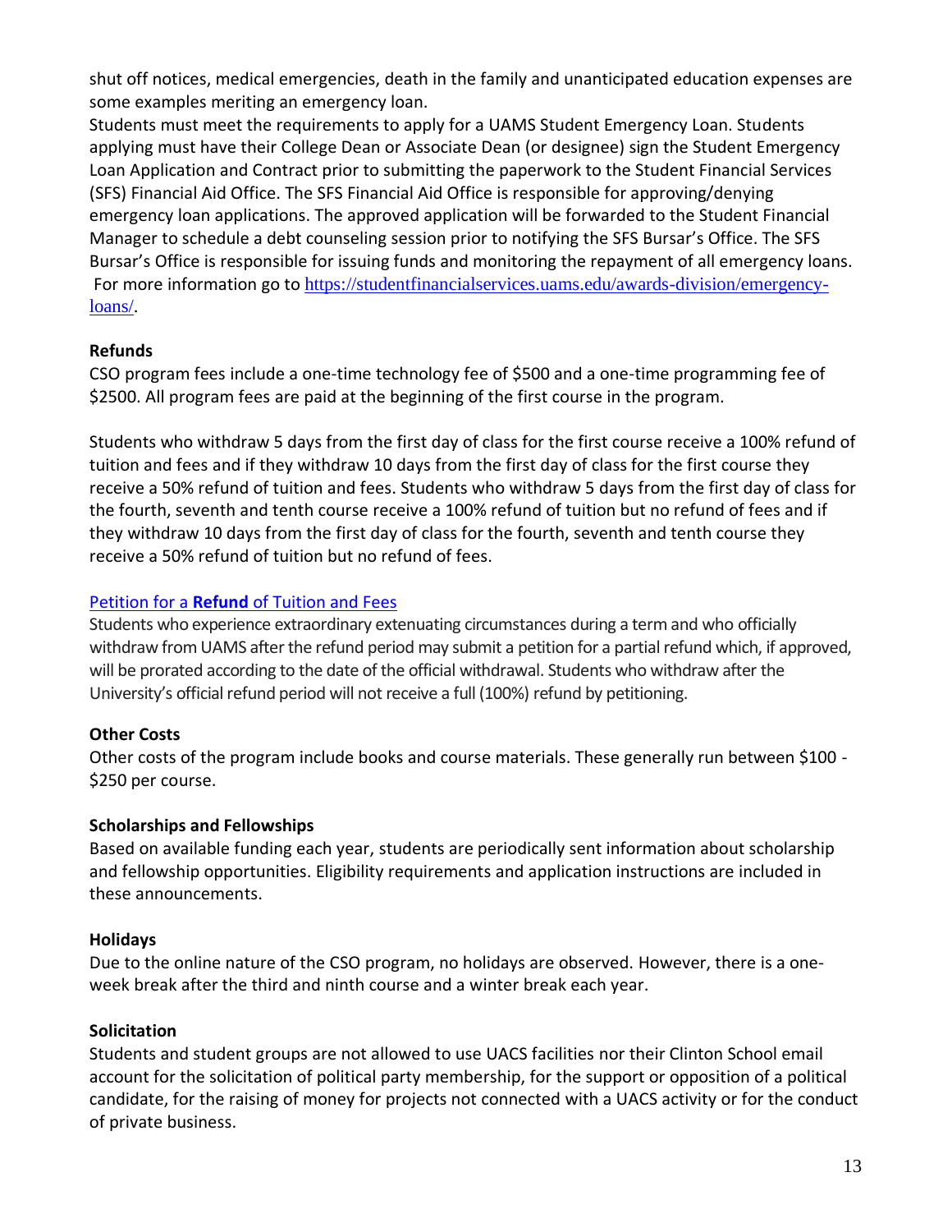shut off notices, medical emergencies, death in the family and unanticipated education expenses are some examples meriting an emergency loan.

Students must meet the requirements to apply for a UAMS Student Emergency Loan. Students applying must have their College Dean or Associate Dean (or designee) sign the Student Emergency Loan Application and Contract prior to submitting the paperwork to the Student Financial Services (SFS) Financial Aid Office. The SFS Financial Aid Office is responsible for approving/denying emergency loan applications. The approved application will be forwarded to the Student Financial Manager to schedule a debt counseling session prior to notifying the SFS Bursar's Office. The SFS Bursar's Office is responsible for issuing funds and monitoring the repayment of all emergency loans. For more information go to [https://studentfinancialservices.uams.edu/awards-division/emergency-loans/](https://studentfinancialservices.uams.edu/awards-division/emergency-loans/).

**Refunds**

CSO program fees include a one-time technology fee of $500 and a one-time programming fee of $2500. All program fees are paid at the beginning of the first course in the program.

Students who withdraw 5 days from the first day of class for the first course receive a 100% refund of tuition and fees and if they withdraw 10 days from the first day of class for the first course they receive a 50% refund of tuition and fees. Students who withdraw 5 days from the first day of class for the fourth, seventh and tenth course receive a 100% refund of tuition but no refund of fees and if they withdraw 10 days from the first day of class for the fourth, seventh and tenth course they receive a 50% refund of tuition but no refund of fees.

Petition for a **Refund** of Tuition and Fees

Students who experience extraordinary extenuating circumstances during a term and who officially withdraw from UAMS after the refund period may submit a petition for a partial refund which, if approved, will be prorated according to the date of the official withdrawal. Students who withdraw after the University's official refund period will not receive a full (100%) refund by petitioning.

**Other Costs**

Other costs of the program include books and course materials. These generally run between $100 - $250 per course.

**Scholarships and Fellowships**

Based on available funding each year, students are periodically sent information about scholarship and fellowship opportunities. Eligibility requirements and application instructions are included in these announcements.

**Holidays**

Due to the online nature of the CSO program, no holidays are observed. However, there is a one-week break after the third and ninth course and a winter break each year.

**Solicitation**

Students and student groups are not allowed to use UACS facilities nor their Clinton School email account for the solicitation of political party membership, for the support or opposition of a political candidate, for the raising of money for projects not connected with a UACS activity or for the conduct of private business.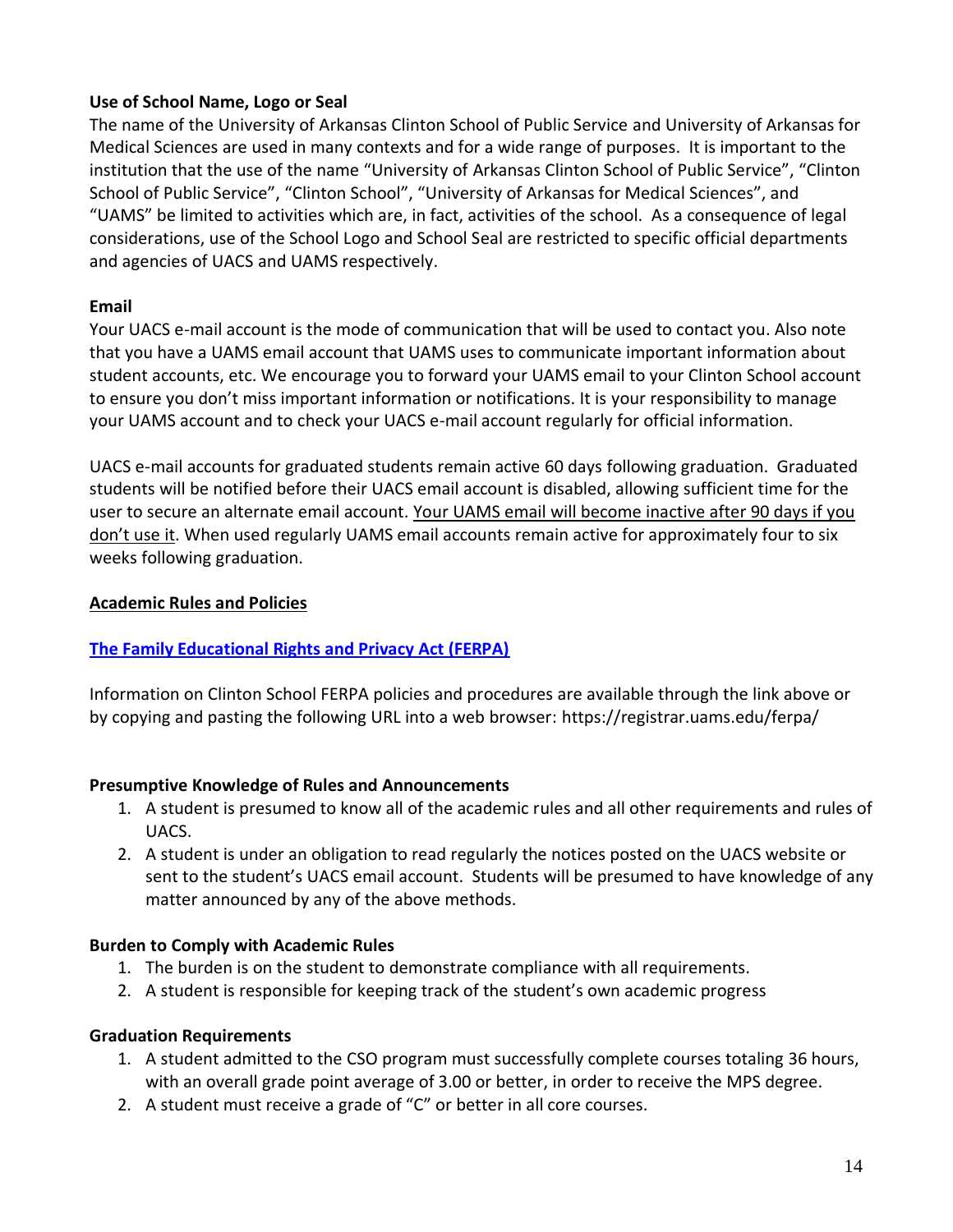### Use of School Name, Logo or Seal

The name of the University of Arkansas Clinton School of Public Service and University of Arkansas for Medical Sciences are used in many contexts and for a wide range of purposes. It is important to the institution that the use of the name "University of Arkansas Clinton School of Public Service", "Clinton School of Public Service", "Clinton School", "University of Arkansas for Medical Sciences", and "UAMS" be limited to activities which are, in fact, activities of the school. As a consequence of legal considerations, use of the School Logo and School Seal are restricted to specific official departments and agencies of UACS and UAMS respectively.

### Email

Your UACS e-mail account is the mode of communication that will be used to contact you. Also note that you have a UAMS email account that UAMS uses to communicate important information about student accounts, etc. We encourage you to forward your UAMS email to your Clinton School account to ensure you don't miss important information or notifications. It is your responsibility to manage your UAMS account and to check your UACS e-mail account regularly for official information.

UACS e-mail accounts for graduated students remain active 60 days following graduation. Graduated students will be notified before their UACS email account is disabled, allowing sufficient time for the user to secure an alternate email account. Your UAMS email will become inactive after 90 days if you don't use it. When used regularly UAMS email accounts remain active for approximately four to six weeks following graduation.

## Academic Rules and Policies

### [The Family Educational Rights and Privacy Act (FERPA)](https://registrar.uams.edu/ferpa/)

Information on Clinton School FERPA policies and procedures are available through the link above or by copying and pasting the following URL into a web browser: https://registrar.uams.edu/ferpa/

### Presumptive Knowledge of Rules and Announcements

1. A student is presumed to know all of the academic rules and all other requirements and rules of UACS.
2. A student is under an obligation to read regularly the notices posted on the UACS website or sent to the student's UACS email account. Students will be presumed to have knowledge of any matter announced by any of the above methods.

### Burden to Comply with Academic Rules

1. The burden is on the student to demonstrate compliance with all requirements.
2. A student is responsible for keeping track of the student's own academic progress

### Graduation Requirements

1. A student admitted to the CSO program must successfully complete courses totaling 36 hours, with an overall grade point average of 3.00 or better, in order to receive the MPS degree.
2. A student must receive a grade of "C" or better in all core courses.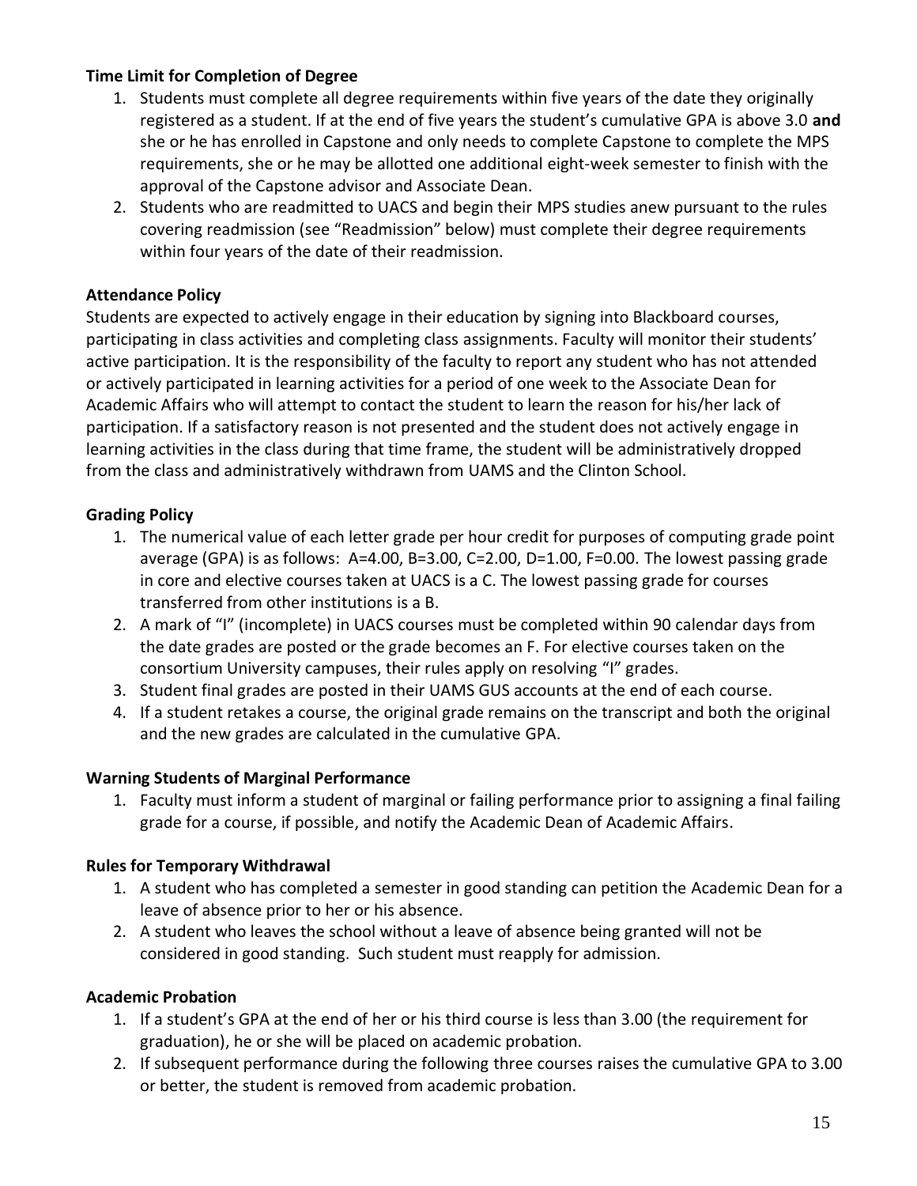**Time Limit for Completion of Degree**

1. Students must complete all degree requirements within five years of the date they originally registered as a student. If at the end of five years the student's cumulative GPA is above 3.0 **and** she or he has enrolled in Capstone and only needs to complete Capstone to complete the MPS requirements, she or he may be allotted one additional eight-week semester to finish with the approval of the Capstone advisor and Associate Dean.
2. Students who are readmitted to UACS and begin their MPS studies anew pursuant to the rules covering readmission (see "Readmission" below) must complete their degree requirements within four years of the date of their readmission.

**Attendance Policy**

Students are expected to actively engage in their education by signing into Blackboard courses, participating in class activities and completing class assignments. Faculty will monitor their students' active participation. It is the responsibility of the faculty to report any student who has not attended or actively participated in learning activities for a period of one week to the Associate Dean for Academic Affairs who will attempt to contact the student to learn the reason for his/her lack of participation. If a satisfactory reason is not presented and the student does not actively engage in learning activities in the class during that time frame, the student will be administratively dropped from the class and administratively withdrawn from UAMS and the Clinton School.

**Grading Policy**

1. The numerical value of each letter grade per hour credit for purposes of computing grade point average (GPA) is as follows: A=4.00, B=3.00, C=2.00, D=1.00, F=0.00. The lowest passing grade in core and elective courses taken at UACS is a C. The lowest passing grade for courses transferred from other institutions is a B.
2. A mark of "I" (incomplete) in UACS courses must be completed within 90 calendar days from the date grades are posted or the grade becomes an F. For elective courses taken on the consortium University campuses, their rules apply on resolving "I" grades.
3. Student final grades are posted in their UAMS GUS accounts at the end of each course.
4. If a student retakes a course, the original grade remains on the transcript and both the original and the new grades are calculated in the cumulative GPA.

**Warning Students of Marginal Performance**

1. Faculty must inform a student of marginal or failing performance prior to assigning a final failing grade for a course, if possible, and notify the Academic Dean of Academic Affairs.

**Rules for Temporary Withdrawal**

1. A student who has completed a semester in good standing can petition the Academic Dean for a leave of absence prior to her or his absence.
2. A student who leaves the school without a leave of absence being granted will not be considered in good standing. Such student must reapply for admission.

**Academic Probation**

1. If a student's GPA at the end of her or his third course is less than 3.00 (the requirement for graduation), he or she will be placed on academic probation.
2. If subsequent performance during the following three courses raises the cumulative GPA to 3.00 or better, the student is removed from academic probation.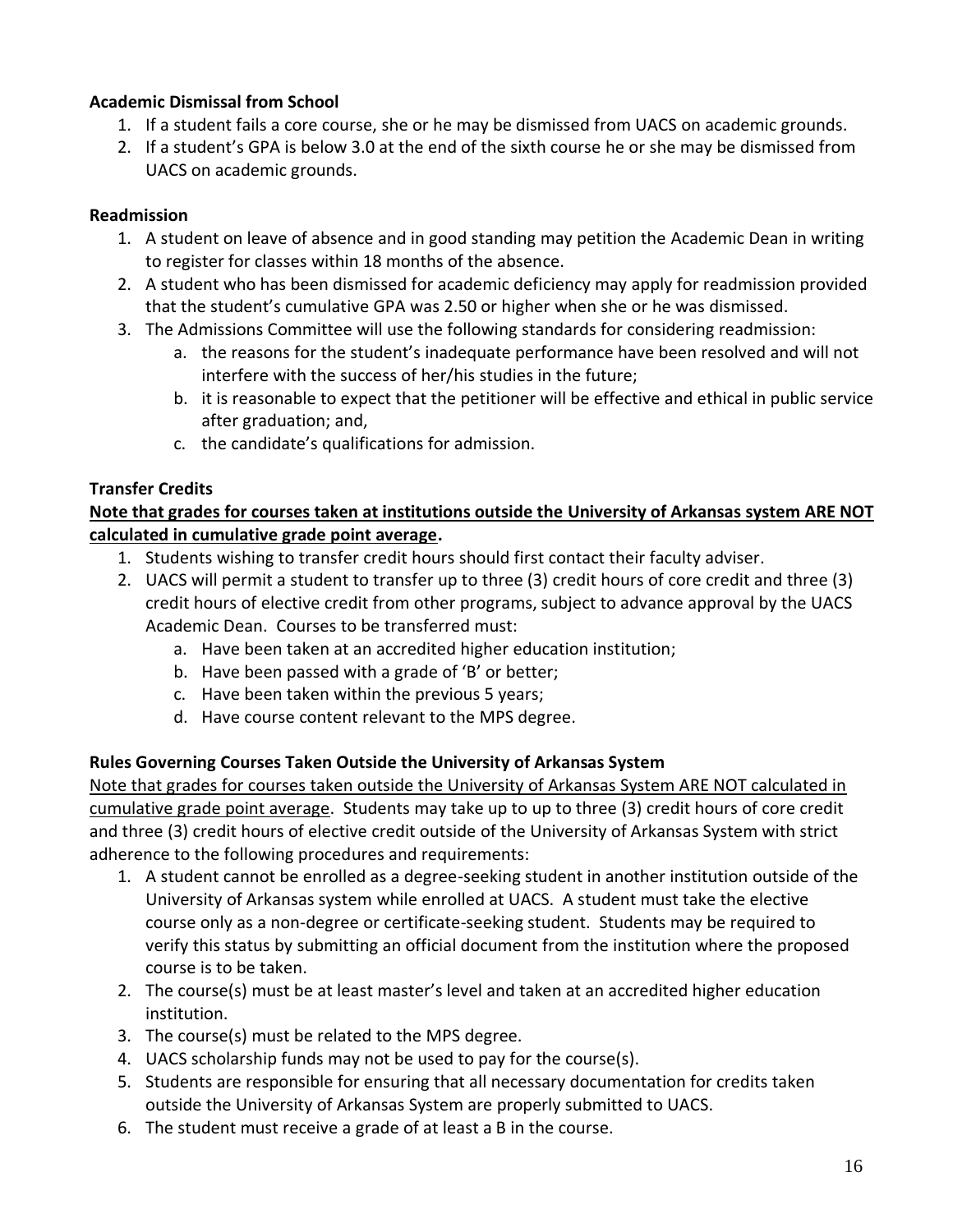**Academic Dismissal from School**

1. If a student fails a core course, she or he may be dismissed from UACS on academic grounds.
2. If a student's GPA is below 3.0 at the end of the sixth course he or she may be dismissed from UACS on academic grounds.

**Readmission**

1. A student on leave of absence and in good standing may petition the Academic Dean in writing to register for classes within 18 months of the absence.
2. A student who has been dismissed for academic deficiency may apply for readmission provided that the student's cumulative GPA was 2.50 or higher when she or he was dismissed.
3. The Admissions Committee will use the following standards for considering readmission:
   a. the reasons for the student's inadequate performance have been resolved and will not interfere with the success of her/his studies in the future;
   b. it is reasonable to expect that the petitioner will be effective and ethical in public service after graduation; and,
   c. the candidate's qualifications for admission.

**Transfer Credits**

**<u>Note that grades for courses taken at institutions outside the University of Arkansas system ARE NOT calculated in cumulative grade point average</u>.**

1. Students wishing to transfer credit hours should first contact their faculty adviser.
2. UACS will permit a student to transfer up to three (3) credit hours of core credit and three (3) credit hours of elective credit from other programs, subject to advance approval by the UACS Academic Dean. Courses to be transferred must:
   a. Have been taken at an accredited higher education institution;
   b. Have been passed with a grade of 'B' or better;
   c. Have been taken within the previous 5 years;
   d. Have course content relevant to the MPS degree.

**Rules Governing Courses Taken Outside the University of Arkansas System**

<u>Note that grades for courses taken outside the University of Arkansas System ARE NOT calculated in cumulative grade point average</u>. Students may take up to up to three (3) credit hours of core credit and three (3) credit hours of elective credit outside of the University of Arkansas System with strict adherence to the following procedures and requirements:

1. A student cannot be enrolled as a degree-seeking student in another institution outside of the University of Arkansas system while enrolled at UACS. A student must take the elective course only as a non-degree or certificate-seeking student. Students may be required to verify this status by submitting an official document from the institution where the proposed course is to be taken.
2. The course(s) must be at least master's level and taken at an accredited higher education institution.
3. The course(s) must be related to the MPS degree.
4. UACS scholarship funds may not be used to pay for the course(s).
5. Students are responsible for ensuring that all necessary documentation for credits taken outside the University of Arkansas System are properly submitted to UACS.
6. The student must receive a grade of at least a B in the course.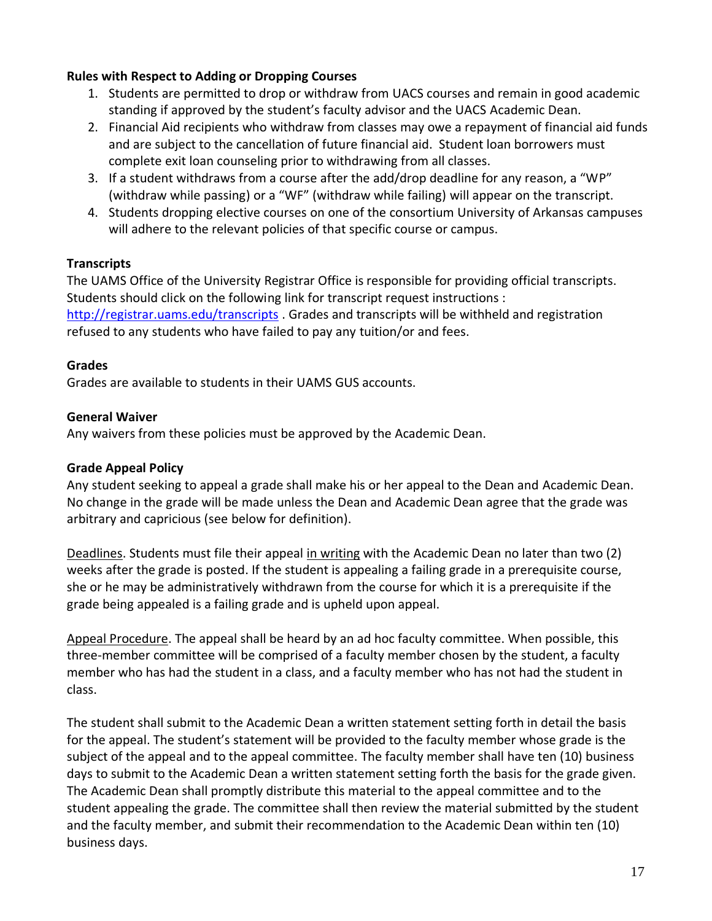**Rules with Respect to Adding or Dropping Courses**

1. Students are permitted to drop or withdraw from UACS courses and remain in good academic standing if approved by the student's faculty advisor and the UACS Academic Dean.
2. Financial Aid recipients who withdraw from classes may owe a repayment of financial aid funds and are subject to the cancellation of future financial aid. Student loan borrowers must complete exit loan counseling prior to withdrawing from all classes.
3. If a student withdraws from a course after the add/drop deadline for any reason, a "WP" (withdraw while passing) or a "WF" (withdraw while failing) will appear on the transcript.
4. Students dropping elective courses on one of the consortium University of Arkansas campuses will adhere to the relevant policies of that specific course or campus.

**Transcripts**

The UAMS Office of the University Registrar Office is responsible for providing official transcripts. Students should click on the following link for transcript request instructions : [http://registrar.uams.edu/transcripts](http://registrar.uams.edu/transcripts) . Grades and transcripts will be withheld and registration refused to any students who have failed to pay any tuition/or and fees.

**Grades**

Grades are available to students in their UAMS GUS accounts.

**General Waiver**

Any waivers from these policies must be approved by the Academic Dean.

**Grade Appeal Policy**

Any student seeking to appeal a grade shall make his or her appeal to the Dean and Academic Dean. No change in the grade will be made unless the Dean and Academic Dean agree that the grade was arbitrary and capricious (see below for definition).

<u>Deadlines</u>. Students must file their appeal <u>in writing</u> with the Academic Dean no later than two (2) weeks after the grade is posted. If the student is appealing a failing grade in a prerequisite course, she or he may be administratively withdrawn from the course for which it is a prerequisite if the grade being appealed is a failing grade and is upheld upon appeal.

<u>Appeal Procedure</u>. The appeal shall be heard by an ad hoc faculty committee. When possible, this three-member committee will be comprised of a faculty member chosen by the student, a faculty member who has had the student in a class, and a faculty member who has not had the student in class.

The student shall submit to the Academic Dean a written statement setting forth in detail the basis for the appeal. The student's statement will be provided to the faculty member whose grade is the subject of the appeal and to the appeal committee. The faculty member shall have ten (10) business days to submit to the Academic Dean a written statement setting forth the basis for the grade given. The Academic Dean shall promptly distribute this material to the appeal committee and to the student appealing the grade. The committee shall then review the material submitted by the student and the faculty member, and submit their recommendation to the Academic Dean within ten (10) business days.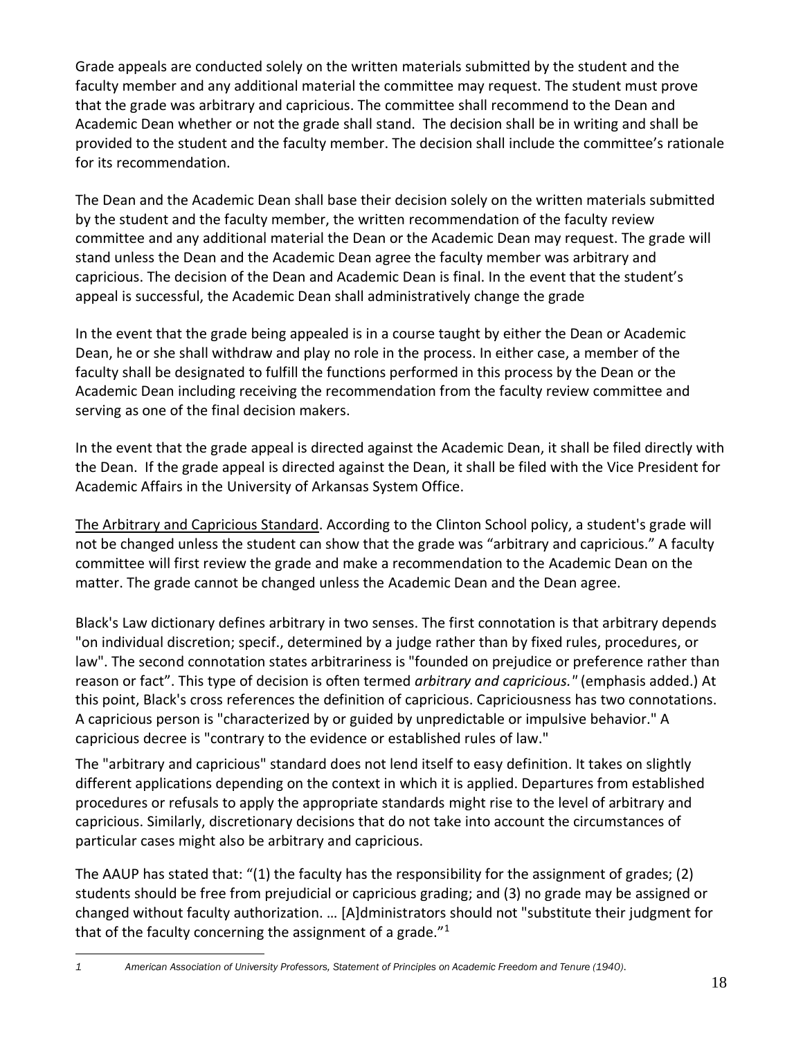Grade appeals are conducted solely on the written materials submitted by the student and the faculty member and any additional material the committee may request. The student must prove that the grade was arbitrary and capricious. The committee shall recommend to the Dean and Academic Dean whether or not the grade shall stand. The decision shall be in writing and shall be provided to the student and the faculty member. The decision shall include the committee's rationale for its recommendation.

The Dean and the Academic Dean shall base their decision solely on the written materials submitted by the student and the faculty member, the written recommendation of the faculty review committee and any additional material the Dean or the Academic Dean may request. The grade will stand unless the Dean and the Academic Dean agree the faculty member was arbitrary and capricious. The decision of the Dean and Academic Dean is final. In the event that the student's appeal is successful, the Academic Dean shall administratively change the grade

In the event that the grade being appealed is in a course taught by either the Dean or Academic Dean, he or she shall withdraw and play no role in the process. In either case, a member of the faculty shall be designated to fulfill the functions performed in this process by the Dean or the Academic Dean including receiving the recommendation from the faculty review committee and serving as one of the final decision makers.

In the event that the grade appeal is directed against the Academic Dean, it shall be filed directly with the Dean. If the grade appeal is directed against the Dean, it shall be filed with the Vice President for Academic Affairs in the University of Arkansas System Office.

The Arbitrary and Capricious Standard. According to the Clinton School policy, a student's grade will not be changed unless the student can show that the grade was "arbitrary and capricious." A faculty committee will first review the grade and make a recommendation to the Academic Dean on the matter. The grade cannot be changed unless the Academic Dean and the Dean agree.

Black's Law dictionary defines arbitrary in two senses. The first connotation is that arbitrary depends "on individual discretion; specif., determined by a judge rather than by fixed rules, procedures, or law". The second connotation states arbitrariness is "founded on prejudice or preference rather than reason or fact". This type of decision is often termed *arbitrary and capricious."* (emphasis added.) At this point, Black's cross references the definition of capricious. Capriciousness has two connotations. A capricious person is "characterized by or guided by unpredictable or impulsive behavior." A capricious decree is "contrary to the evidence or established rules of law."

The "arbitrary and capricious" standard does not lend itself to easy definition. It takes on slightly different applications depending on the context in which it is applied. Departures from established procedures or refusals to apply the appropriate standards might rise to the level of arbitrary and capricious. Similarly, discretionary decisions that do not take into account the circumstances of particular cases might also be arbitrary and capricious.

The AAUP has stated that: "(1) the faculty has the responsibility for the assignment of grades; (2) students should be free from prejudicial or capricious grading; and (3) no grade may be assigned or changed without faculty authorization. … [A]dministrators should not "substitute their judgment for that of the faculty concerning the assignment of a grade."[1]

---

1 *American Association of University Professors, Statement of Principles on Academic Freedom and Tenure (1940).*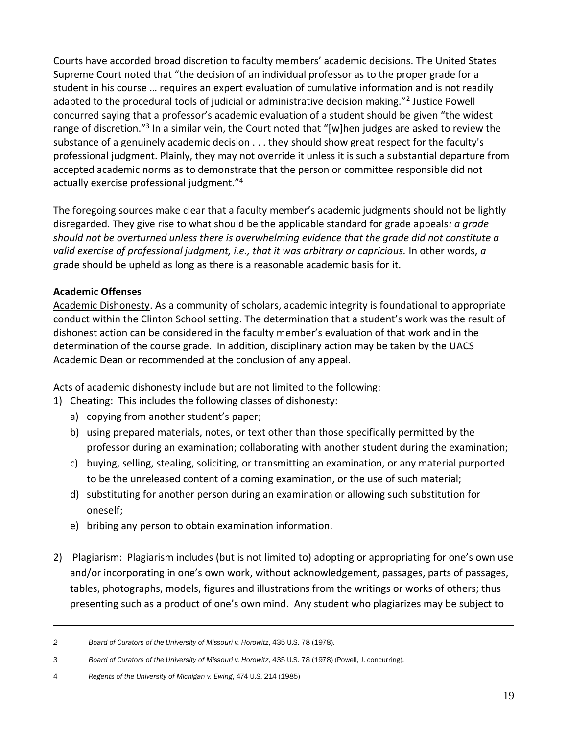Courts have accorded broad discretion to faculty members' academic decisions. The United States Supreme Court noted that "the decision of an individual professor as to the proper grade for a student in his course … requires an expert evaluation of cumulative information and is not readily adapted to the procedural tools of judicial or administrative decision making."[2] Justice Powell concurred saying that a professor's academic evaluation of a student should be given "the widest range of discretion."[3] In a similar vein, the Court noted that "[w]hen judges are asked to review the substance of a genuinely academic decision . . . they should show great respect for the faculty's professional judgment. Plainly, they may not override it unless it is such a substantial departure from accepted academic norms as to demonstrate that the person or committee responsible did not actually exercise professional judgment."[4]

The foregoing sources make clear that a faculty member's academic judgments should not be lightly disregarded. They give rise to what should be the applicable standard for grade appeals*: a grade should not be overturned unless there is overwhelming evidence that the grade did not constitute a valid exercise of professional judgment, i.e., that it was arbitrary or capricious.* In other words, *a g*rade should be upheld as long as there is a reasonable academic basis for it.

**Academic Offenses**

Academic Dishonesty. As a community of scholars, academic integrity is foundational to appropriate conduct within the Clinton School setting. The determination that a student's work was the result of dishonest action can be considered in the faculty member's evaluation of that work and in the determination of the course grade. In addition, disciplinary action may be taken by the UACS Academic Dean or recommended at the conclusion of any appeal.

Acts of academic dishonesty include but are not limited to the following:

1) Cheating: This includes the following classes of dishonesty:
   a) copying from another student's paper;
   b) using prepared materials, notes, or text other than those specifically permitted by the professor during an examination; collaborating with another student during the examination;
   c) buying, selling, stealing, soliciting, or transmitting an examination, or any material purported to be the unreleased content of a coming examination, or the use of such material;
   d) substituting for another person during an examination or allowing such substitution for oneself;
   e) bribing any person to obtain examination information.

2) Plagiarism: Plagiarism includes (but is not limited to) adopting or appropriating for one's own use and/or incorporating in one's own work, without acknowledgement, passages, parts of passages, tables, photographs, models, figures and illustrations from the writings or works of others; thus presenting such as a product of one's own mind. Any student who plagiarizes may be subject to

---

2 *Board of Curators of the University of Missouri v. Horowitz*, 435 U.S. 78 (1978).

3 *Board of Curators of the University of Missouri v. Horowitz*, 435 U.S. 78 (1978) (Powell, J. concurring).

4 *Regents of the University of Michigan v. Ewing*, 474 U.S. 214 (1985)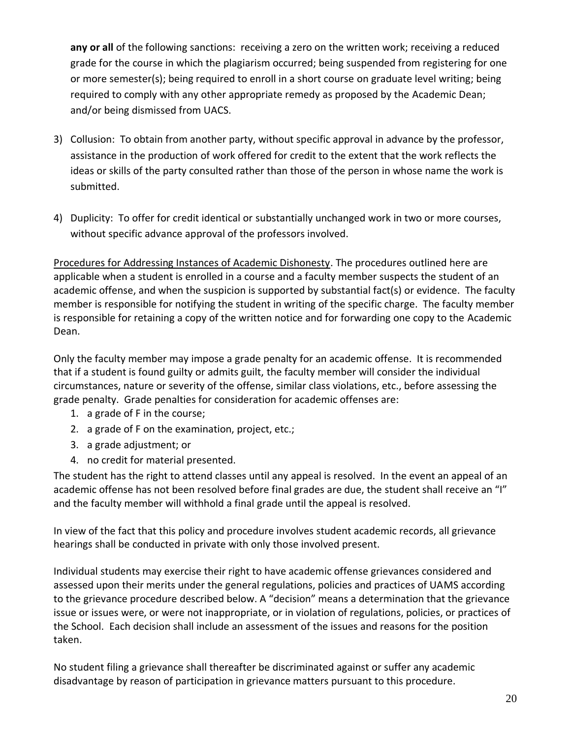**any or all** of the following sanctions: receiving a zero on the written work; receiving a reduced grade for the course in which the plagiarism occurred; being suspended from registering for one or more semester(s); being required to enroll in a short course on graduate level writing; being required to comply with any other appropriate remedy as proposed by the Academic Dean; and/or being dismissed from UACS.

3) Collusion: To obtain from another party, without specific approval in advance by the professor, assistance in the production of work offered for credit to the extent that the work reflects the ideas or skills of the party consulted rather than those of the person in whose name the work is submitted.

4) Duplicity: To offer for credit identical or substantially unchanged work in two or more courses, without specific advance approval of the professors involved.

Procedures for Addressing Instances of Academic Dishonesty. The procedures outlined here are applicable when a student is enrolled in a course and a faculty member suspects the student of an academic offense, and when the suspicion is supported by substantial fact(s) or evidence. The faculty member is responsible for notifying the student in writing of the specific charge. The faculty member is responsible for retaining a copy of the written notice and for forwarding one copy to the Academic Dean.

Only the faculty member may impose a grade penalty for an academic offense. It is recommended that if a student is found guilty or admits guilt, the faculty member will consider the individual circumstances, nature or severity of the offense, similar class violations, etc., before assessing the grade penalty. Grade penalties for consideration for academic offenses are:

1. a grade of F in the course;
2. a grade of F on the examination, project, etc.;
3. a grade adjustment; or
4. no credit for material presented.

The student has the right to attend classes until any appeal is resolved. In the event an appeal of an academic offense has not been resolved before final grades are due, the student shall receive an "I" and the faculty member will withhold a final grade until the appeal is resolved.

In view of the fact that this policy and procedure involves student academic records, all grievance hearings shall be conducted in private with only those involved present.

Individual students may exercise their right to have academic offense grievances considered and assessed upon their merits under the general regulations, policies and practices of UAMS according to the grievance procedure described below. A "decision" means a determination that the grievance issue or issues were, or were not inappropriate, or in violation of regulations, policies, or practices of the School. Each decision shall include an assessment of the issues and reasons for the position taken.

No student filing a grievance shall thereafter be discriminated against or suffer any academic disadvantage by reason of participation in grievance matters pursuant to this procedure.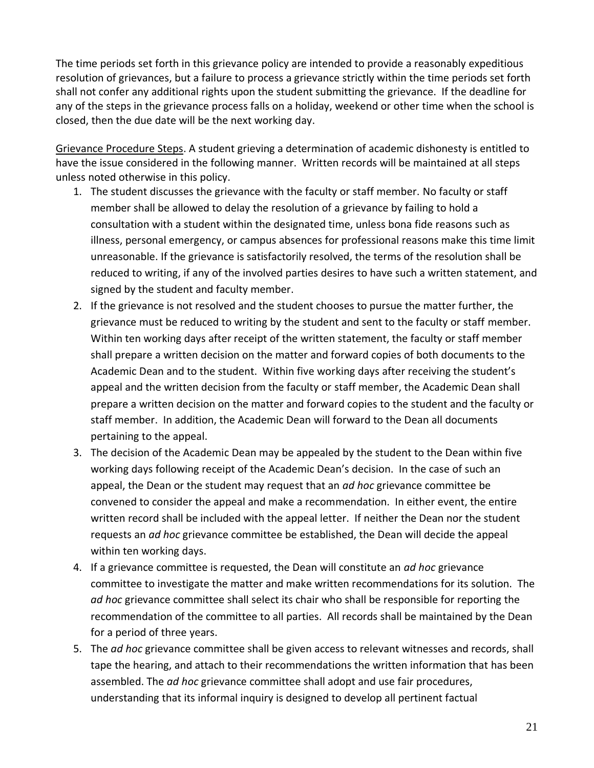The time periods set forth in this grievance policy are intended to provide a reasonably expeditious resolution of grievances, but a failure to process a grievance strictly within the time periods set forth shall not confer any additional rights upon the student submitting the grievance. If the deadline for any of the steps in the grievance process falls on a holiday, weekend or other time when the school is closed, then the due date will be the next working day.

Grievance Procedure Steps. A student grieving a determination of academic dishonesty is entitled to have the issue considered in the following manner. Written records will be maintained at all steps unless noted otherwise in this policy.

1. The student discusses the grievance with the faculty or staff member. No faculty or staff member shall be allowed to delay the resolution of a grievance by failing to hold a consultation with a student within the designated time, unless bona fide reasons such as illness, personal emergency, or campus absences for professional reasons make this time limit unreasonable. If the grievance is satisfactorily resolved, the terms of the resolution shall be reduced to writing, if any of the involved parties desires to have such a written statement, and signed by the student and faculty member.
2. If the grievance is not resolved and the student chooses to pursue the matter further, the grievance must be reduced to writing by the student and sent to the faculty or staff member. Within ten working days after receipt of the written statement, the faculty or staff member shall prepare a written decision on the matter and forward copies of both documents to the Academic Dean and to the student. Within five working days after receiving the student's appeal and the written decision from the faculty or staff member, the Academic Dean shall prepare a written decision on the matter and forward copies to the student and the faculty or staff member. In addition, the Academic Dean will forward to the Dean all documents pertaining to the appeal.
3. The decision of the Academic Dean may be appealed by the student to the Dean within five working days following receipt of the Academic Dean's decision. In the case of such an appeal, the Dean or the student may request that an *ad hoc* grievance committee be convened to consider the appeal and make a recommendation. In either event, the entire written record shall be included with the appeal letter. If neither the Dean nor the student requests an *ad hoc* grievance committee be established, the Dean will decide the appeal within ten working days.
4. If a grievance committee is requested, the Dean will constitute an *ad hoc* grievance committee to investigate the matter and make written recommendations for its solution. The *ad hoc* grievance committee shall select its chair who shall be responsible for reporting the recommendation of the committee to all parties. All records shall be maintained by the Dean for a period of three years.
5. The *ad hoc* grievance committee shall be given access to relevant witnesses and records, shall tape the hearing, and attach to their recommendations the written information that has been assembled. The *ad hoc* grievance committee shall adopt and use fair procedures, understanding that its informal inquiry is designed to develop all pertinent factual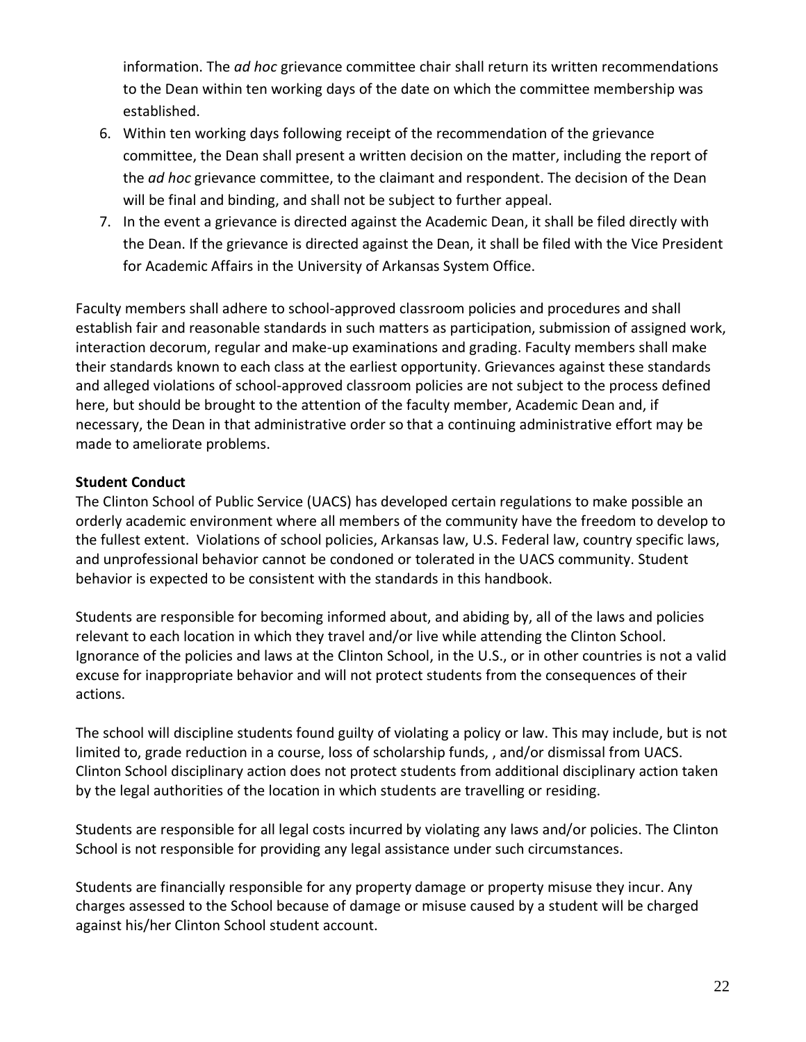information. The *ad hoc* grievance committee chair shall return its written recommendations to the Dean within ten working days of the date on which the committee membership was established.

6. Within ten working days following receipt of the recommendation of the grievance committee, the Dean shall present a written decision on the matter, including the report of the *ad hoc* grievance committee, to the claimant and respondent. The decision of the Dean will be final and binding, and shall not be subject to further appeal.
7. In the event a grievance is directed against the Academic Dean, it shall be filed directly with the Dean. If the grievance is directed against the Dean, it shall be filed with the Vice President for Academic Affairs in the University of Arkansas System Office.

Faculty members shall adhere to school-approved classroom policies and procedures and shall establish fair and reasonable standards in such matters as participation, submission of assigned work, interaction decorum, regular and make-up examinations and grading. Faculty members shall make their standards known to each class at the earliest opportunity. Grievances against these standards and alleged violations of school-approved classroom policies are not subject to the process defined here, but should be brought to the attention of the faculty member, Academic Dean and, if necessary, the Dean in that administrative order so that a continuing administrative effort may be made to ameliorate problems.

**Student Conduct**

The Clinton School of Public Service (UACS) has developed certain regulations to make possible an orderly academic environment where all members of the community have the freedom to develop to the fullest extent. Violations of school policies, Arkansas law, U.S. Federal law, country specific laws, and unprofessional behavior cannot be condoned or tolerated in the UACS community. Student behavior is expected to be consistent with the standards in this handbook.

Students are responsible for becoming informed about, and abiding by, all of the laws and policies relevant to each location in which they travel and/or live while attending the Clinton School. Ignorance of the policies and laws at the Clinton School, in the U.S., or in other countries is not a valid excuse for inappropriate behavior and will not protect students from the consequences of their actions.

The school will discipline students found guilty of violating a policy or law. This may include, but is not limited to, grade reduction in a course, loss of scholarship funds, , and/or dismissal from UACS. Clinton School disciplinary action does not protect students from additional disciplinary action taken by the legal authorities of the location in which students are travelling or residing.

Students are responsible for all legal costs incurred by violating any laws and/or policies. The Clinton School is not responsible for providing any legal assistance under such circumstances.

Students are financially responsible for any property damage or property misuse they incur. Any charges assessed to the School because of damage or misuse caused by a student will be charged against his/her Clinton School student account.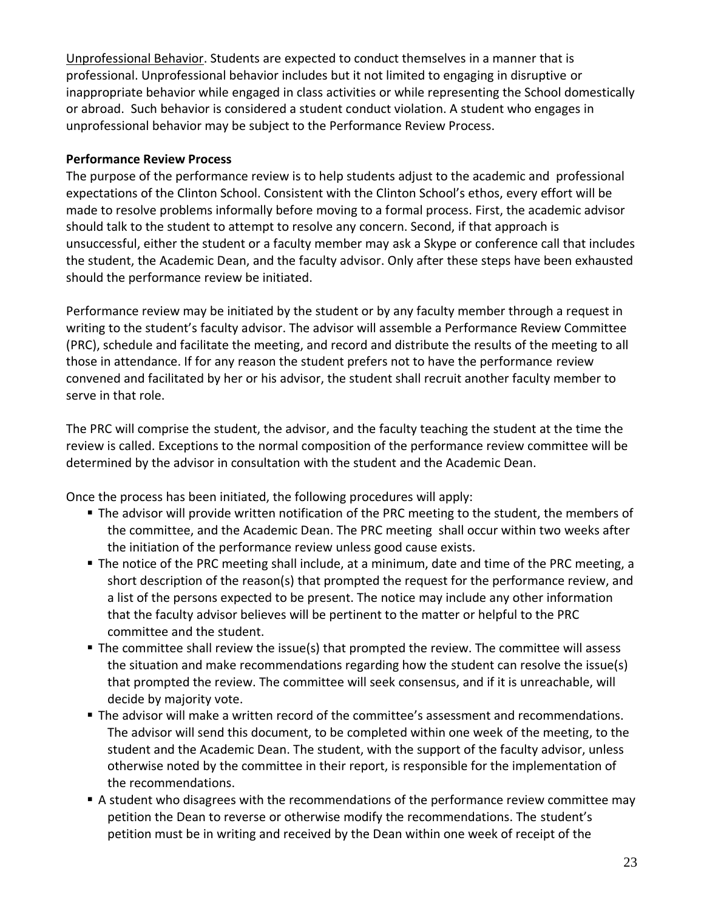Unprofessional Behavior. Students are expected to conduct themselves in a manner that is professional. Unprofessional behavior includes but it not limited to engaging in disruptive or inappropriate behavior while engaged in class activities or while representing the School domestically or abroad. Such behavior is considered a student conduct violation. A student who engages in unprofessional behavior may be subject to the Performance Review Process.

**Performance Review Process**

The purpose of the performance review is to help students adjust to the academic and professional expectations of the Clinton School. Consistent with the Clinton School's ethos, every effort will be made to resolve problems informally before moving to a formal process. First, the academic advisor should talk to the student to attempt to resolve any concern. Second, if that approach is unsuccessful, either the student or a faculty member may ask a Skype or conference call that includes the student, the Academic Dean, and the faculty advisor. Only after these steps have been exhausted should the performance review be initiated.

Performance review may be initiated by the student or by any faculty member through a request in writing to the student's faculty advisor. The advisor will assemble a Performance Review Committee (PRC), schedule and facilitate the meeting, and record and distribute the results of the meeting to all those in attendance. If for any reason the student prefers not to have the performance review convened and facilitated by her or his advisor, the student shall recruit another faculty member to serve in that role.

The PRC will comprise the student, the advisor, and the faculty teaching the student at the time the review is called. Exceptions to the normal composition of the performance review committee will be determined by the advisor in consultation with the student and the Academic Dean.

Once the process has been initiated, the following procedures will apply:

- The advisor will provide written notification of the PRC meeting to the student, the members of the committee, and the Academic Dean. The PRC meeting shall occur within two weeks after the initiation of the performance review unless good cause exists.
- The notice of the PRC meeting shall include, at a minimum, date and time of the PRC meeting, a short description of the reason(s) that prompted the request for the performance review, and a list of the persons expected to be present. The notice may include any other information that the faculty advisor believes will be pertinent to the matter or helpful to the PRC committee and the student.
- The committee shall review the issue(s) that prompted the review. The committee will assess the situation and make recommendations regarding how the student can resolve the issue(s) that prompted the review. The committee will seek consensus, and if it is unreachable, will decide by majority vote.
- The advisor will make a written record of the committee's assessment and recommendations. The advisor will send this document, to be completed within one week of the meeting, to the student and the Academic Dean. The student, with the support of the faculty advisor, unless otherwise noted by the committee in their report, is responsible for the implementation of the recommendations.
- A student who disagrees with the recommendations of the performance review committee may petition the Dean to reverse or otherwise modify the recommendations. The student's petition must be in writing and received by the Dean within one week of receipt of the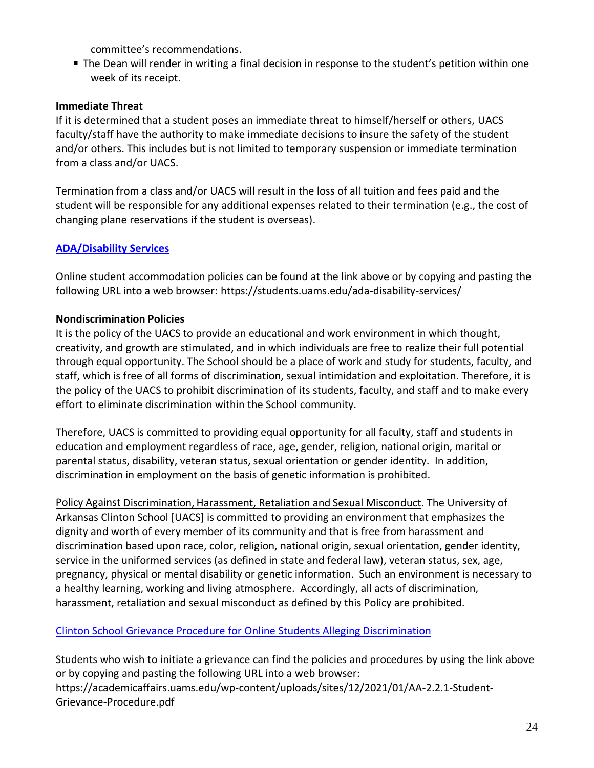committee's recommendations.

- The Dean will render in writing a final decision in response to the student's petition within one week of its receipt.

**Immediate Threat**

If it is determined that a student poses an immediate threat to himself/herself or others, UACS faculty/staff have the authority to make immediate decisions to insure the safety of the student and/or others. This includes but is not limited to temporary suspension or immediate termination from a class and/or UACS.

Termination from a class and/or UACS will result in the loss of all tuition and fees paid and the student will be responsible for any additional expenses related to their termination (e.g., the cost of changing plane reservations if the student is overseas).

**[ADA/Disability Services](https://students.uams.edu/ada-disability-services/)**

Online student accommodation policies can be found at the link above or by copying and pasting the following URL into a web browser: https://students.uams.edu/ada-disability-services/

**Nondiscrimination Policies**

It is the policy of the UACS to provide an educational and work environment in which thought, creativity, and growth are stimulated, and in which individuals are free to realize their full potential through equal opportunity. The School should be a place of work and study for students, faculty, and staff, which is free of all forms of discrimination, sexual intimidation and exploitation. Therefore, it is the policy of the UACS to prohibit discrimination of its students, faculty, and staff and to make every effort to eliminate discrimination within the School community.

Therefore, UACS is committed to providing equal opportunity for all faculty, staff and students in education and employment regardless of race, age, gender, religion, national origin, marital or parental status, disability, veteran status, sexual orientation or gender identity. In addition, discrimination in employment on the basis of genetic information is prohibited.

Policy Against Discrimination, Harassment, Retaliation and Sexual Misconduct. The University of Arkansas Clinton School [UACS] is committed to providing an environment that emphasizes the dignity and worth of every member of its community and that is free from harassment and discrimination based upon race, color, religion, national origin, sexual orientation, gender identity, service in the uniformed services (as defined in state and federal law), veteran status, sex, age, pregnancy, physical or mental disability or genetic information. Such an environment is necessary to a healthy learning, working and living atmosphere. Accordingly, all acts of discrimination, harassment, retaliation and sexual misconduct as defined by this Policy are prohibited.

[Clinton School Grievance Procedure for Online Students Alleging Discrimination](https://academicaffairs.uams.edu/wp-content/uploads/sites/12/2021/01/AA-2.2.1-Student-Grievance-Procedure.pdf)

Students who wish to initiate a grievance can find the policies and procedures by using the link above or by copying and pasting the following URL into a web browser: https://academicaffairs.uams.edu/wp-content/uploads/sites/12/2021/01/AA-2.2.1-Student-Grievance-Procedure.pdf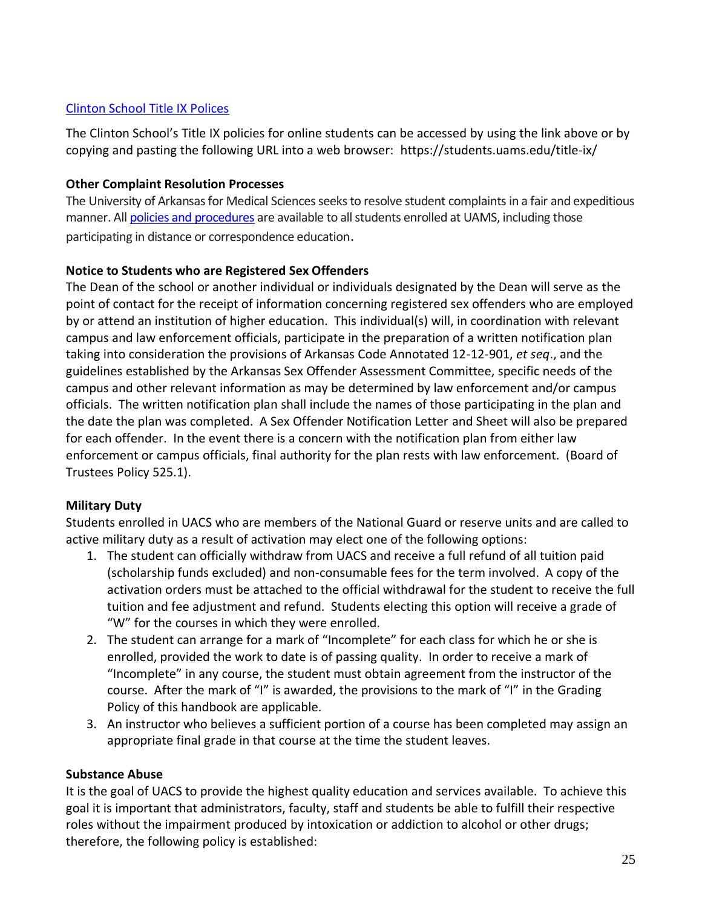[Clinton School Title IX Polices](https://students.uams.edu/title-ix/)

The Clinton School's Title IX policies for online students can be accessed by using the link above or by copying and pasting the following URL into a web browser: https://students.uams.edu/title-ix/

**Other Complaint Resolution Processes**

The University of Arkansas for Medical Sciences seeks to resolve student complaints in a fair and expeditious manner. All [policies and procedures]() are available to all students enrolled at UAMS, including those participating in distance or correspondence education.

**Notice to Students who are Registered Sex Offenders**

The Dean of the school or another individual or individuals designated by the Dean will serve as the point of contact for the receipt of information concerning registered sex offenders who are employed by or attend an institution of higher education. This individual(s) will, in coordination with relevant campus and law enforcement officials, participate in the preparation of a written notification plan taking into consideration the provisions of Arkansas Code Annotated 12-12-901, *et seq*., and the guidelines established by the Arkansas Sex Offender Assessment Committee, specific needs of the campus and other relevant information as may be determined by law enforcement and/or campus officials. The written notification plan shall include the names of those participating in the plan and the date the plan was completed. A Sex Offender Notification Letter and Sheet will also be prepared for each offender. In the event there is a concern with the notification plan from either law enforcement or campus officials, final authority for the plan rests with law enforcement. (Board of Trustees Policy 525.1).

**Military Duty**

Students enrolled in UACS who are members of the National Guard or reserve units and are called to active military duty as a result of activation may elect one of the following options:

1. The student can officially withdraw from UACS and receive a full refund of all tuition paid (scholarship funds excluded) and non-consumable fees for the term involved. A copy of the activation orders must be attached to the official withdrawal for the student to receive the full tuition and fee adjustment and refund. Students electing this option will receive a grade of "W" for the courses in which they were enrolled.
2. The student can arrange for a mark of "Incomplete" for each class for which he or she is enrolled, provided the work to date is of passing quality. In order to receive a mark of "Incomplete" in any course, the student must obtain agreement from the instructor of the course. After the mark of "I" is awarded, the provisions to the mark of "I" in the Grading Policy of this handbook are applicable.
3. An instructor who believes a sufficient portion of a course has been completed may assign an appropriate final grade in that course at the time the student leaves.

**Substance Abuse**

It is the goal of UACS to provide the highest quality education and services available. To achieve this goal it is important that administrators, faculty, staff and students be able to fulfill their respective roles without the impairment produced by intoxication or addiction to alcohol or other drugs; therefore, the following policy is established: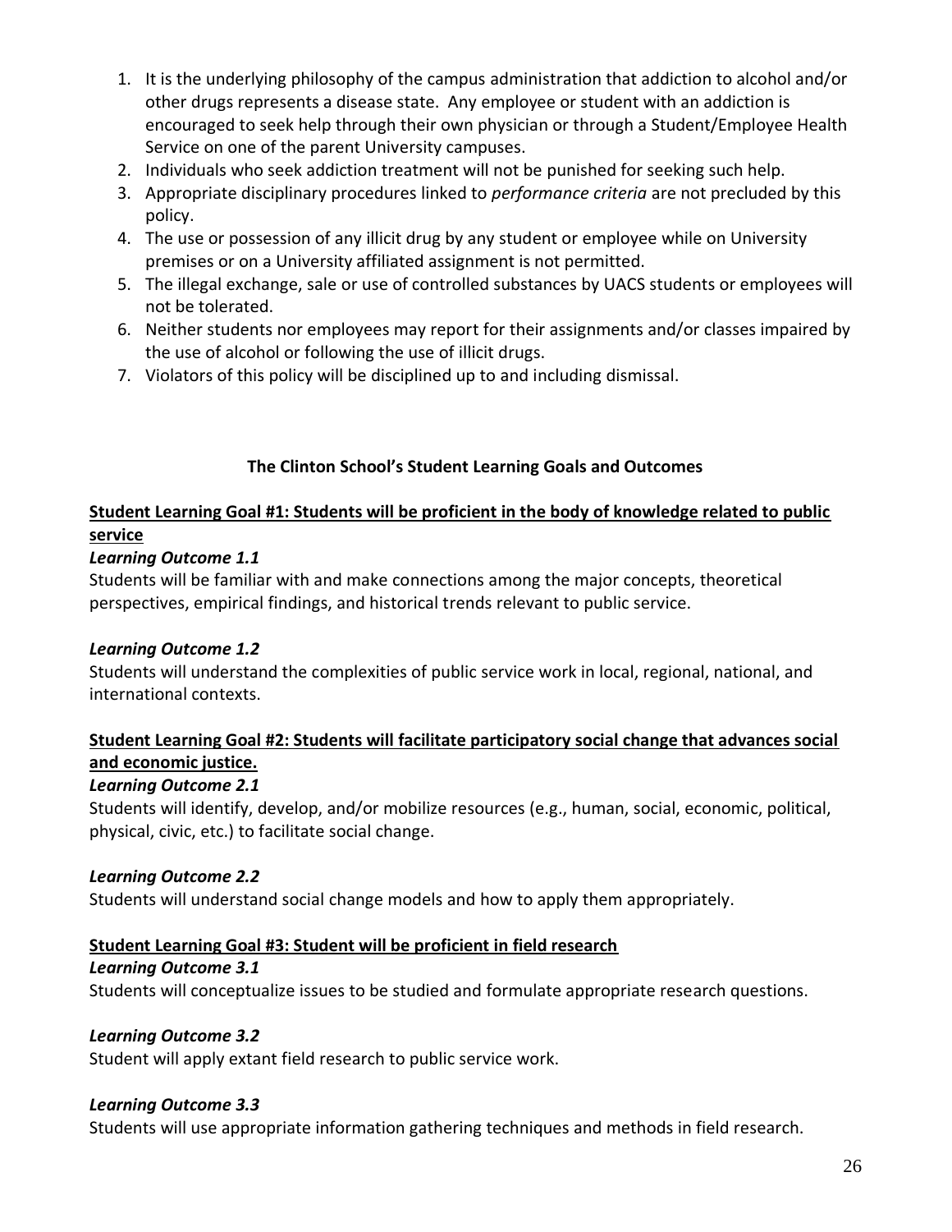1. It is the underlying philosophy of the campus administration that addiction to alcohol and/or other drugs represents a disease state. Any employee or student with an addiction is encouraged to seek help through their own physician or through a Student/Employee Health Service on one of the parent University campuses.
2. Individuals who seek addiction treatment will not be punished for seeking such help.
3. Appropriate disciplinary procedures linked to *performance criteria* are not precluded by this policy.
4. The use or possession of any illicit drug by any student or employee while on University premises or on a University affiliated assignment is not permitted.
5. The illegal exchange, sale or use of controlled substances by UACS students or employees will not be tolerated.
6. Neither students nor employees may report for their assignments and/or classes impaired by the use of alcohol or following the use of illicit drugs.
7. Violators of this policy will be disciplined up to and including dismissal.

## The Clinton School's Student Learning Goals and Outcomes

**Student Learning Goal #1: Students will be proficient in the body of knowledge related to public service**

***Learning Outcome 1.1***

Students will be familiar with and make connections among the major concepts, theoretical perspectives, empirical findings, and historical trends relevant to public service.

***Learning Outcome 1.2***

Students will understand the complexities of public service work in local, regional, national, and international contexts.

**Student Learning Goal #2: Students will facilitate participatory social change that advances social and economic justice.**

***Learning Outcome 2.1***

Students will identify, develop, and/or mobilize resources (e.g., human, social, economic, political, physical, civic, etc.) to facilitate social change.

***Learning Outcome 2.2***

Students will understand social change models and how to apply them appropriately.

**Student Learning Goal #3: Student will be proficient in field research**

***Learning Outcome 3.1***

Students will conceptualize issues to be studied and formulate appropriate research questions.

***Learning Outcome 3.2***

Student will apply extant field research to public service work.

***Learning Outcome 3.3***

Students will use appropriate information gathering techniques and methods in field research.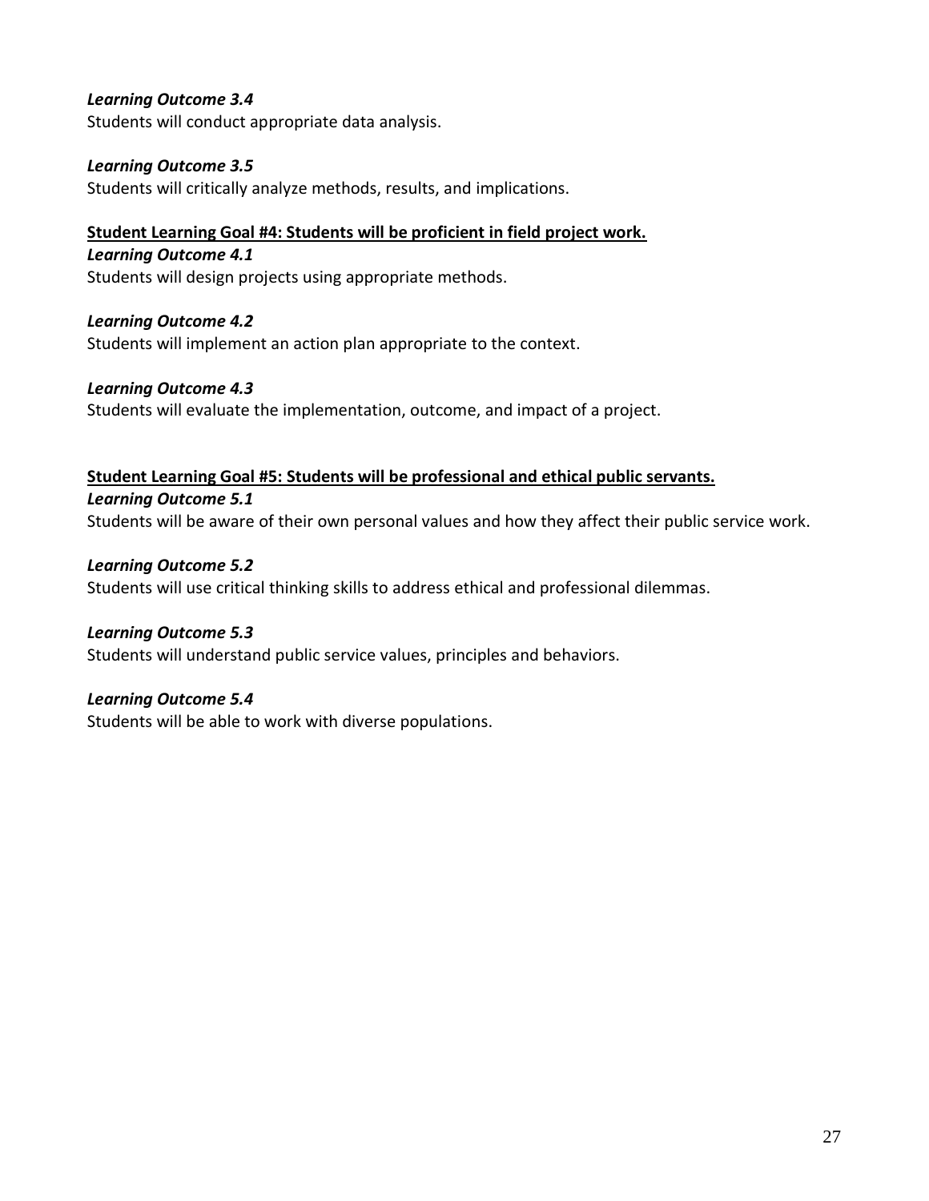***Learning Outcome 3.4***
Students will conduct appropriate data analysis.

***Learning Outcome 3.5***
Students will critically analyze methods, results, and implications.

**<u>Student Learning Goal #4: Students will be proficient in field project work.</u>**

***Learning Outcome 4.1***
Students will design projects using appropriate methods.

***Learning Outcome 4.2***
Students will implement an action plan appropriate to the context.

***Learning Outcome 4.3***
Students will evaluate the implementation, outcome, and impact of a project.

**<u>Student Learning Goal #5: Students will be professional and ethical public servants.</u>**

***Learning Outcome 5.1***
Students will be aware of their own personal values and how they affect their public service work.

***Learning Outcome 5.2***
Students will use critical thinking skills to address ethical and professional dilemmas.

***Learning Outcome 5.3***
Students will understand public service values, principles and behaviors.

***Learning Outcome 5.4***
Students will be able to work with diverse populations.